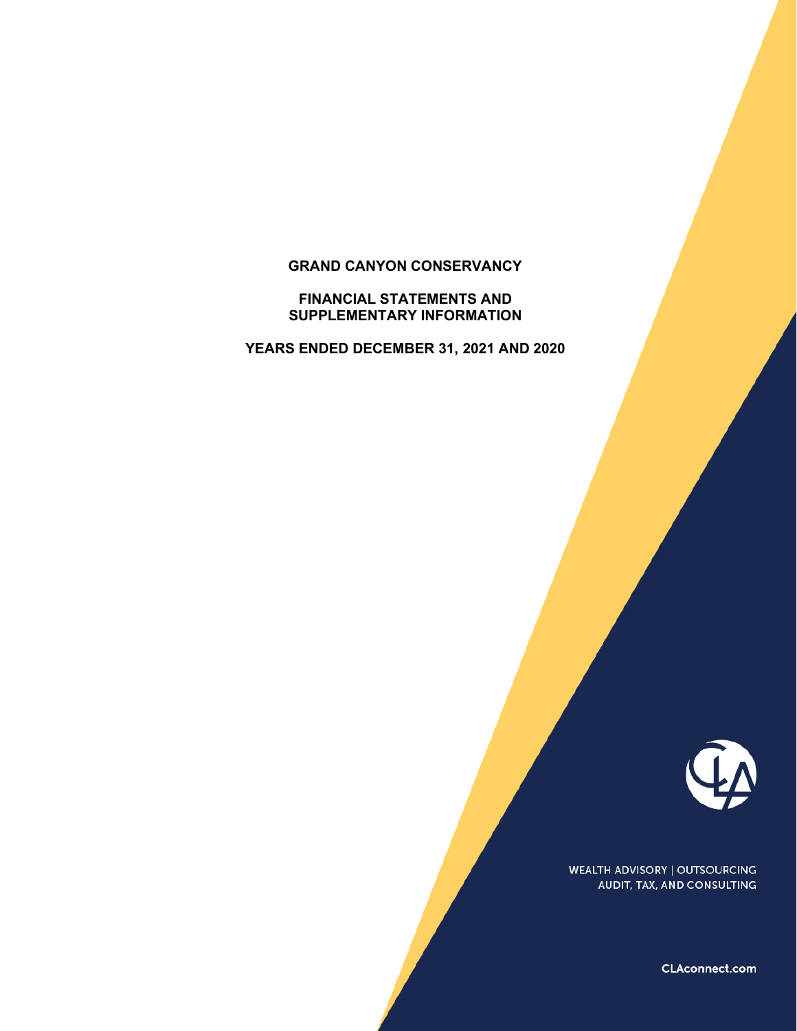# GRAND CANYON CONSERVANCY

## FINANCIAL STATEMENTS AND SUPPLEMENTARY INFORMATION

## YEARS ENDED DECEMBER 31, 2021 AND 2020

WEALTH ADVISORY | OUTSOURCING
AUDIT, TAX, AND CONSULTING

CLAconnect.com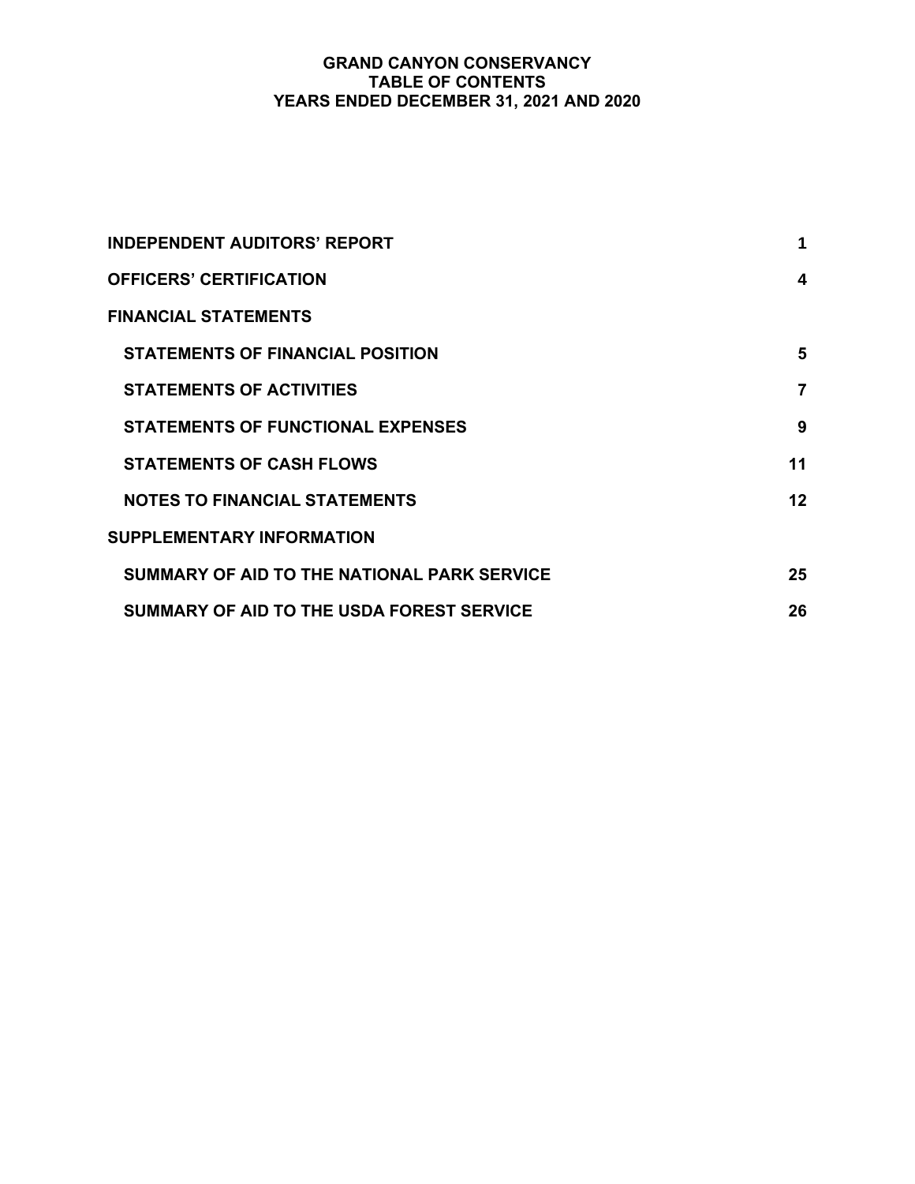# GRAND CANYON CONSERVANCY
## TABLE OF CONTENTS
## YEARS ENDED DECEMBER 31, 2021 AND 2020

| | |
|---|---|
| **INDEPENDENT AUDITORS' REPORT** | **1** |
| **OFFICERS' CERTIFICATION** | **4** |
| **FINANCIAL STATEMENTS** | |
| **STATEMENTS OF FINANCIAL POSITION** | **5** |
| **STATEMENTS OF ACTIVITIES** | **7** |
| **STATEMENTS OF FUNCTIONAL EXPENSES** | **9** |
| **STATEMENTS OF CASH FLOWS** | **11** |
| **NOTES TO FINANCIAL STATEMENTS** | **12** |
| **SUPPLEMENTARY INFORMATION** | |
| **SUMMARY OF AID TO THE NATIONAL PARK SERVICE** | **25** |
| **SUMMARY OF AID TO THE USDA FOREST SERVICE** | **26** |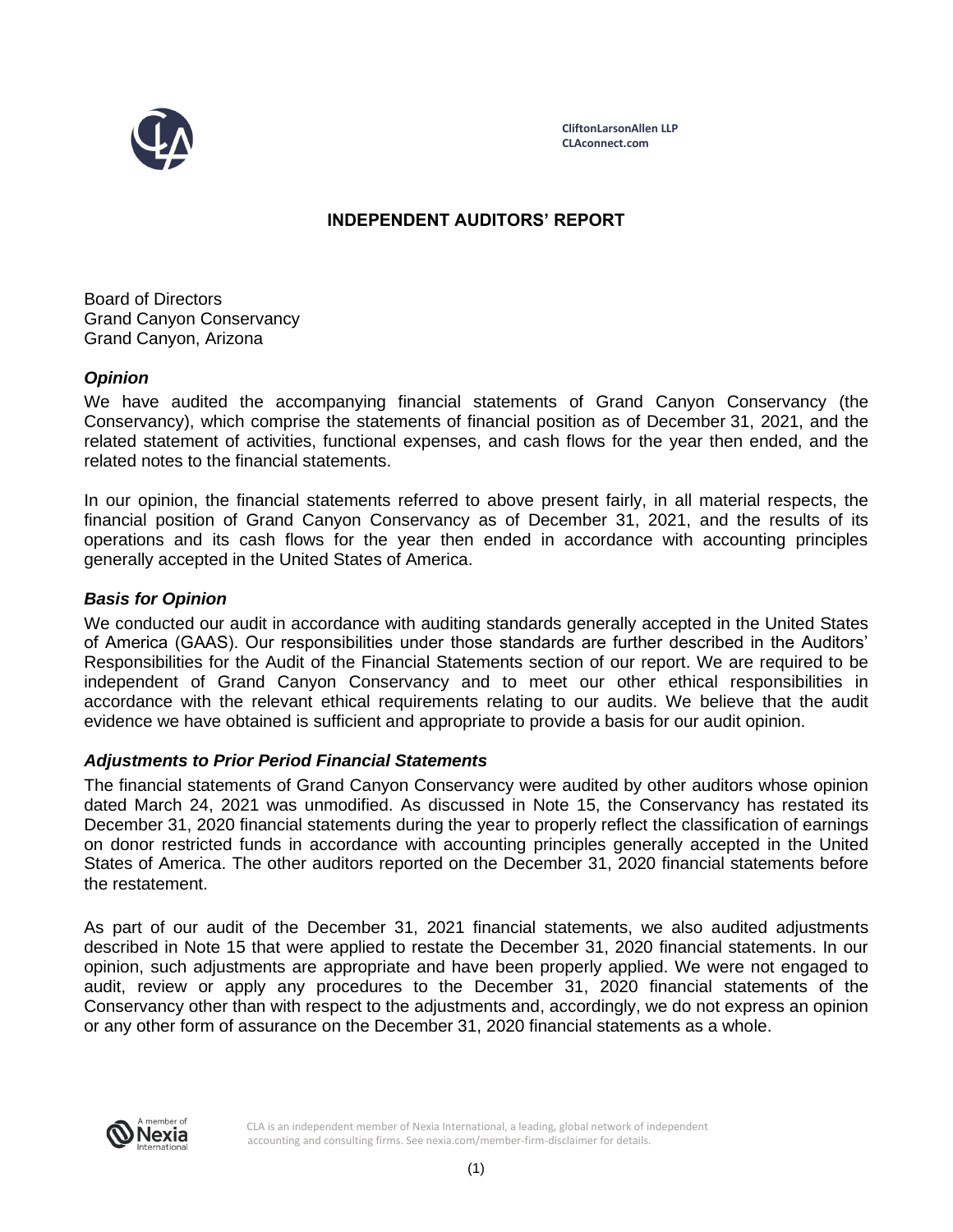CliftonLarsonAllen LLP
CLAconnect.com

# INDEPENDENT AUDITORS' REPORT

Board of Directors
Grand Canyon Conservancy
Grand Canyon, Arizona

### *Opinion*

We have audited the accompanying financial statements of Grand Canyon Conservancy (the Conservancy), which comprise the statements of financial position as of December 31, 2021, and the related statement of activities, functional expenses, and cash flows for the year then ended, and the related notes to the financial statements.

In our opinion, the financial statements referred to above present fairly, in all material respects, the financial position of Grand Canyon Conservancy as of December 31, 2021, and the results of its operations and its cash flows for the year then ended in accordance with accounting principles generally accepted in the United States of America.

### *Basis for Opinion*

We conducted our audit in accordance with auditing standards generally accepted in the United States of America (GAAS). Our responsibilities under those standards are further described in the Auditors' Responsibilities for the Audit of the Financial Statements section of our report. We are required to be independent of Grand Canyon Conservancy and to meet our other ethical responsibilities in accordance with the relevant ethical requirements relating to our audits. We believe that the audit evidence we have obtained is sufficient and appropriate to provide a basis for our audit opinion.

### *Adjustments to Prior Period Financial Statements*

The financial statements of Grand Canyon Conservancy were audited by other auditors whose opinion dated March 24, 2021 was unmodified. As discussed in Note 15, the Conservancy has restated its December 31, 2020 financial statements during the year to properly reflect the classification of earnings on donor restricted funds in accordance with accounting principles generally accepted in the United States of America. The other auditors reported on the December 31, 2020 financial statements before the restatement.

As part of our audit of the December 31, 2021 financial statements, we also audited adjustments described in Note 15 that were applied to restate the December 31, 2020 financial statements. In our opinion, such adjustments are appropriate and have been properly applied. We were not engaged to audit, review or apply any procedures to the December 31, 2020 financial statements of the Conservancy other than with respect to the adjustments and, accordingly, we do not express an opinion or any other form of assurance on the December 31, 2020 financial statements as a whole.

A member of Nexia International

CLA is an independent member of Nexia International, a leading, global network of independent accounting and consulting firms. See nexia.com/member-firm-disclaimer for details.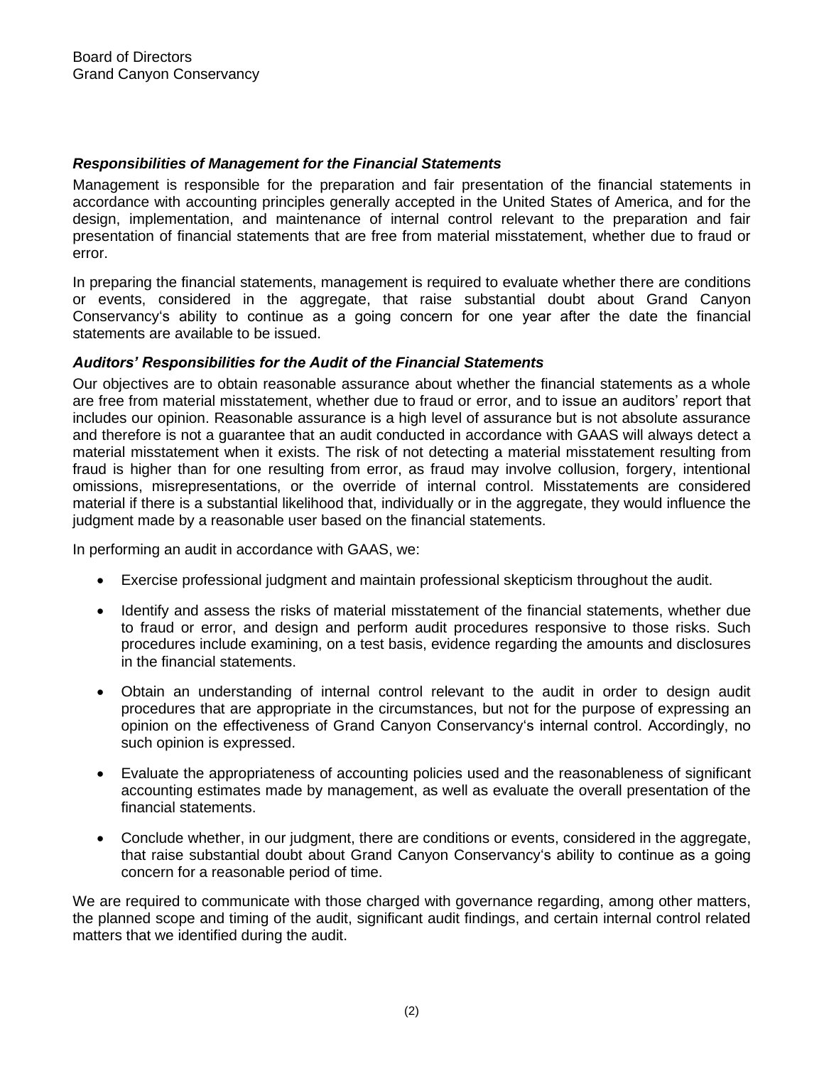Board of Directors
Grand Canyon Conservancy

### *Responsibilities of Management for the Financial Statements*

Management is responsible for the preparation and fair presentation of the financial statements in accordance with accounting principles generally accepted in the United States of America, and for the design, implementation, and maintenance of internal control relevant to the preparation and fair presentation of financial statements that are free from material misstatement, whether due to fraud or error.

In preparing the financial statements, management is required to evaluate whether there are conditions or events, considered in the aggregate, that raise substantial doubt about Grand Canyon Conservancy's ability to continue as a going concern for one year after the date the financial statements are available to be issued.

### *Auditors' Responsibilities for the Audit of the Financial Statements*

Our objectives are to obtain reasonable assurance about whether the financial statements as a whole are free from material misstatement, whether due to fraud or error, and to issue an auditors' report that includes our opinion. Reasonable assurance is a high level of assurance but is not absolute assurance and therefore is not a guarantee that an audit conducted in accordance with GAAS will always detect a material misstatement when it exists. The risk of not detecting a material misstatement resulting from fraud is higher than for one resulting from error, as fraud may involve collusion, forgery, intentional omissions, misrepresentations, or the override of internal control. Misstatements are considered material if there is a substantial likelihood that, individually or in the aggregate, they would influence the judgment made by a reasonable user based on the financial statements.

In performing an audit in accordance with GAAS, we:

- Exercise professional judgment and maintain professional skepticism throughout the audit.
- Identify and assess the risks of material misstatement of the financial statements, whether due to fraud or error, and design and perform audit procedures responsive to those risks. Such procedures include examining, on a test basis, evidence regarding the amounts and disclosures in the financial statements.
- Obtain an understanding of internal control relevant to the audit in order to design audit procedures that are appropriate in the circumstances, but not for the purpose of expressing an opinion on the effectiveness of Grand Canyon Conservancy's internal control. Accordingly, no such opinion is expressed.
- Evaluate the appropriateness of accounting policies used and the reasonableness of significant accounting estimates made by management, as well as evaluate the overall presentation of the financial statements.
- Conclude whether, in our judgment, there are conditions or events, considered in the aggregate, that raise substantial doubt about Grand Canyon Conservancy's ability to continue as a going concern for a reasonable period of time.

We are required to communicate with those charged with governance regarding, among other matters, the planned scope and timing of the audit, significant audit findings, and certain internal control related matters that we identified during the audit.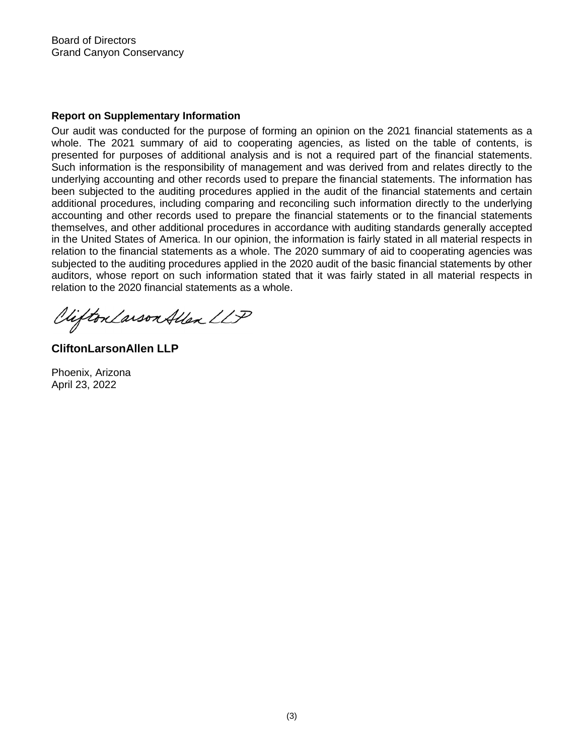Board of Directors
Grand Canyon Conservancy

**Report on Supplementary Information**

Our audit was conducted for the purpose of forming an opinion on the 2021 financial statements as a whole. The 2021 summary of aid to cooperating agencies, as listed on the table of contents, is presented for purposes of additional analysis and is not a required part of the financial statements. Such information is the responsibility of management and was derived from and relates directly to the underlying accounting and other records used to prepare the financial statements. The information has been subjected to the auditing procedures applied in the audit of the financial statements and certain additional procedures, including comparing and reconciling such information directly to the underlying accounting and other records used to prepare the financial statements or to the financial statements themselves, and other additional procedures in accordance with auditing standards generally accepted in the United States of America. In our opinion, the information is fairly stated in all material respects in relation to the financial statements as a whole. The 2020 summary of aid to cooperating agencies was subjected to the auditing procedures applied in the 2020 audit of the basic financial statements by other auditors, whose report on such information stated that it was fairly stated in all material respects in relation to the 2020 financial statements as a whole.

CliftonLarsonAllen LLP

**CliftonLarsonAllen LLP**

Phoenix, Arizona
April 23, 2022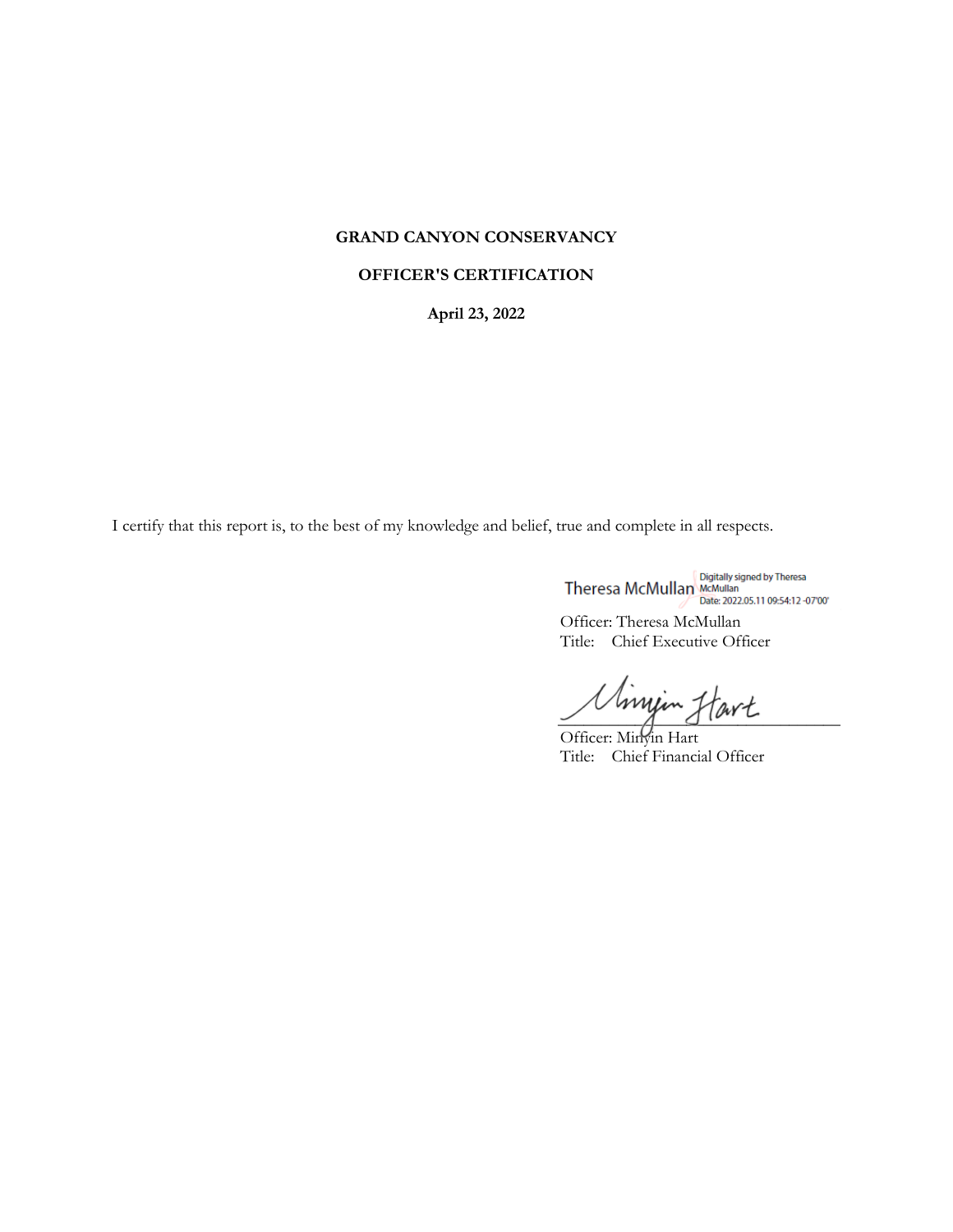**GRAND CANYON CONSERVANCY**

**OFFICER'S CERTIFICATION**

**April 23, 2022**

I certify that this report is, to the best of my knowledge and belief, true and complete in all respects.

Theresa McMullan Digitally signed by Theresa McMullan Date: 2022.05.11 09:54:12 -07'00'

Officer: Theresa McMullan
Title: Chief Executive Officer

Minyin Hart

Officer: Minyin Hart
Title: Chief Financial Officer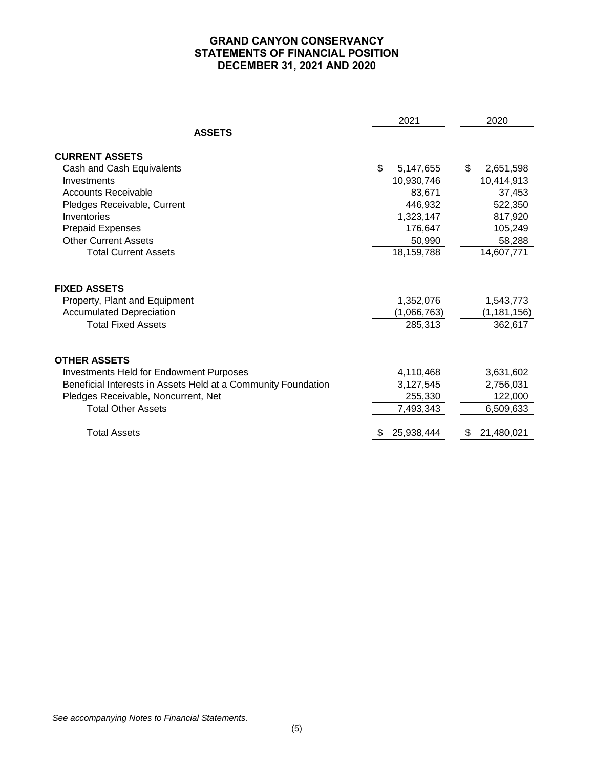# GRAND CANYON CONSERVANCY
## STATEMENTS OF FINANCIAL POSITION
## DECEMBER 31, 2021 AND 2020

| | 2021 | 2020 |
|---|---|---|
| **ASSETS** | | |
| **CURRENT ASSETS** | | |
| Cash and Cash Equivalents | $ 5,147,655 | $ 2,651,598 |
| Investments | 10,930,746 | 10,414,913 |
| Accounts Receivable | 83,671 | 37,453 |
| Pledges Receivable, Current | 446,932 | 522,350 |
| Inventories | 1,323,147 | 817,920 |
| Prepaid Expenses | 176,647 | 105,249 |
| Other Current Assets | 50,990 | 58,288 |
| Total Current Assets | 18,159,788 | 14,607,771 |
| **FIXED ASSETS** | | |
| Property, Plant and Equipment | 1,352,076 | 1,543,773 |
| Accumulated Depreciation | (1,066,763) | (1,181,156) |
| Total Fixed Assets | 285,313 | 362,617 |
| **OTHER ASSETS** | | |
| Investments Held for Endowment Purposes | 4,110,468 | 3,631,602 |
| Beneficial Interests in Assets Held at a Community Foundation | 3,127,545 | 2,756,031 |
| Pledges Receivable, Noncurrent, Net | 255,330 | 122,000 |
| Total Other Assets | 7,493,343 | 6,509,633 |
| Total Assets | $ 25,938,444 | $ 21,480,021 |

*See accompanying Notes to Financial Statements.*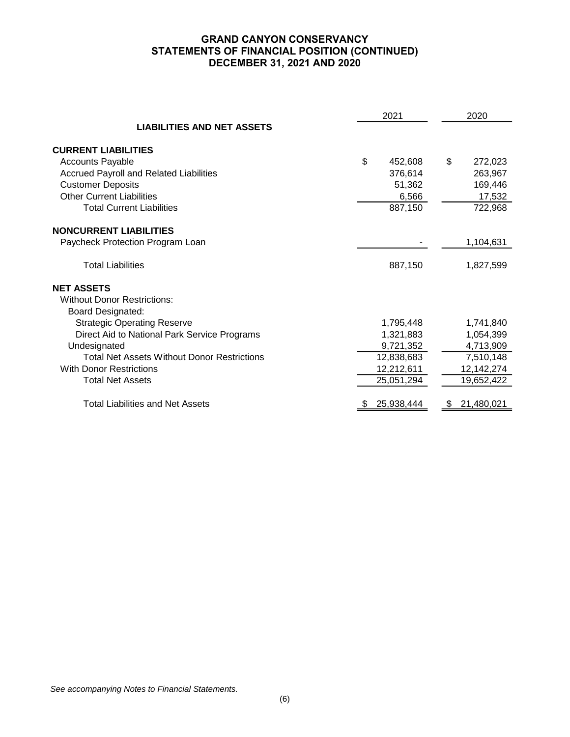# GRAND CANYON CONSERVANCY
## STATEMENTS OF FINANCIAL POSITION (CONTINUED)
## DECEMBER 31, 2021 AND 2020

| | 2021 | 2020 |
|---|---|---|
| **LIABILITIES AND NET ASSETS** | | |
| **CURRENT LIABILITIES** | | |
| Accounts Payable | $ 452,608 | $ 272,023 |
| Accrued Payroll and Related Liabilities | 376,614 | 263,967 |
| Customer Deposits | 51,362 | 169,446 |
| Other Current Liabilities | 6,566 | 17,532 |
| Total Current Liabilities | 887,150 | 722,968 |
| **NONCURRENT LIABILITIES** | | |
| Paycheck Protection Program Loan | - | 1,104,631 |
| Total Liabilities | 887,150 | 1,827,599 |
| **NET ASSETS** | | |
| Without Donor Restrictions: | | |
| Board Designated: | | |
| Strategic Operating Reserve | 1,795,448 | 1,741,840 |
| Direct Aid to National Park Service Programs | 1,321,883 | 1,054,399 |
| Undesignated | 9,721,352 | 4,713,909 |
| Total Net Assets Without Donor Restrictions | 12,838,683 | 7,510,148 |
| With Donor Restrictions | 12,212,611 | 12,142,274 |
| Total Net Assets | 25,051,294 | 19,652,422 |
| Total Liabilities and Net Assets | $ 25,938,444 | $ 21,480,021 |

*See accompanying Notes to Financial Statements.*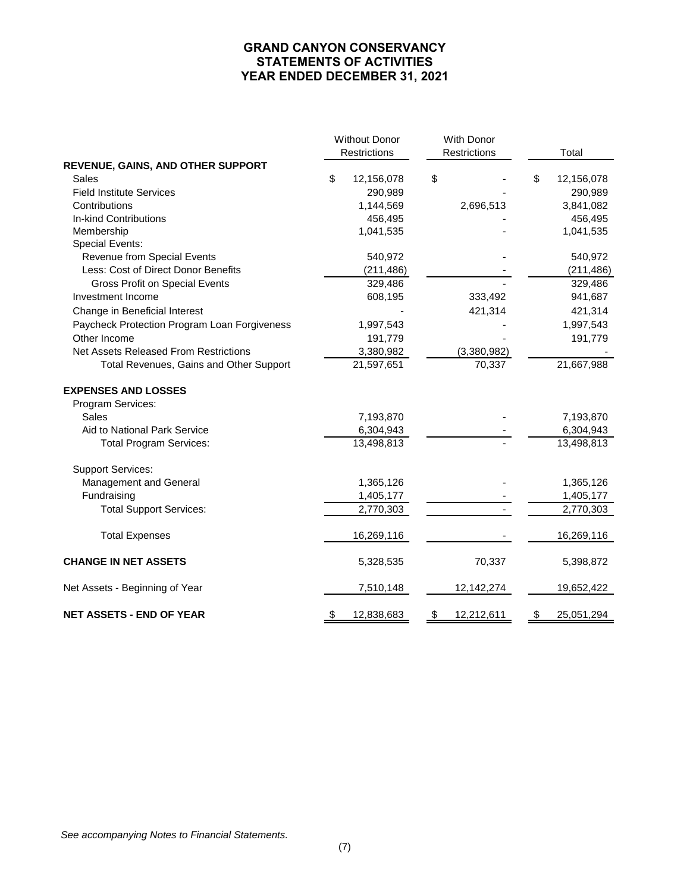# GRAND CANYON CONSERVANCY
## STATEMENTS OF ACTIVITIES
## YEAR ENDED DECEMBER 31, 2021

| | Without Donor Restrictions | With Donor Restrictions | Total |
|---|---|---|---|
| **REVENUE, GAINS, AND OTHER SUPPORT** | | | |
| Sales | $ 12,156,078 | $ - | $ 12,156,078 |
| Field Institute Services | 290,989 | - | 290,989 |
| Contributions | 1,144,569 | 2,696,513 | 3,841,082 |
| In-kind Contributions | 456,495 | - | 456,495 |
| Membership | 1,041,535 | - | 1,041,535 |
| Special Events: | | | |
| Revenue from Special Events | 540,972 | - | 540,972 |
| Less: Cost of Direct Donor Benefits | (211,486) | - | (211,486) |
| Gross Profit on Special Events | 329,486 | - | 329,486 |
| Investment Income | 608,195 | 333,492 | 941,687 |
| Change in Beneficial Interest | - | 421,314 | 421,314 |
| Paycheck Protection Program Loan Forgiveness | 1,997,543 | - | 1,997,543 |
| Other Income | 191,779 | - | 191,779 |
| Net Assets Released From Restrictions | 3,380,982 | (3,380,982) | - |
| Total Revenues, Gains and Other Support | 21,597,651 | 70,337 | 21,667,988 |
| **EXPENSES AND LOSSES** | | | |
| Program Services: | | | |
| Sales | 7,193,870 | - | 7,193,870 |
| Aid to National Park Service | 6,304,943 | - | 6,304,943 |
| Total Program Services: | 13,498,813 | - | 13,498,813 |
| Support Services: | | | |
| Management and General | 1,365,126 | - | 1,365,126 |
| Fundraising | 1,405,177 | - | 1,405,177 |
| Total Support Services: | 2,770,303 | - | 2,770,303 |
| Total Expenses | 16,269,116 | - | 16,269,116 |
| **CHANGE IN NET ASSETS** | 5,328,535 | 70,337 | 5,398,872 |
| Net Assets - Beginning of Year | 7,510,148 | 12,142,274 | 19,652,422 |
| **NET ASSETS - END OF YEAR** | $ 12,838,683 | $ 12,212,611 | $ 25,051,294 |

*See accompanying Notes to Financial Statements.*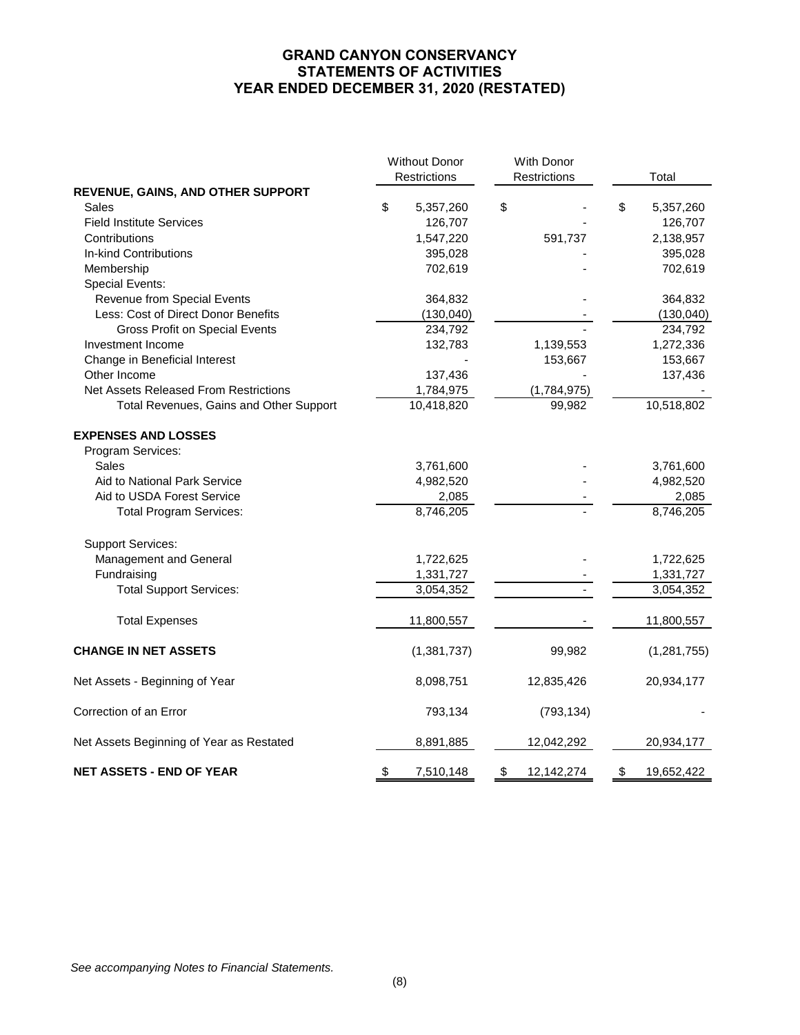# GRAND CANYON CONSERVANCY
## STATEMENTS OF ACTIVITIES
## YEAR ENDED DECEMBER 31, 2020 (RESTATED)

| | Without Donor Restrictions | With Donor Restrictions | Total |
|---|---|---|---|
| **REVENUE, GAINS, AND OTHER SUPPORT** | | | |
| Sales | $ 5,357,260 | $ - | $ 5,357,260 |
| Field Institute Services | 126,707 | - | 126,707 |
| Contributions | 1,547,220 | 591,737 | 2,138,957 |
| In-kind Contributions | 395,028 | - | 395,028 |
| Membership | 702,619 | - | 702,619 |
| Special Events: | | | |
| Revenue from Special Events | 364,832 | - | 364,832 |
| Less: Cost of Direct Donor Benefits | (130,040) | - | (130,040) |
| Gross Profit on Special Events | 234,792 | - | 234,792 |
| Investment Income | 132,783 | 1,139,553 | 1,272,336 |
| Change in Beneficial Interest | - | 153,667 | 153,667 |
| Other Income | 137,436 | - | 137,436 |
| Net Assets Released From Restrictions | 1,784,975 | (1,784,975) | - |
| Total Revenues, Gains and Other Support | 10,418,820 | 99,982 | 10,518,802 |
| **EXPENSES AND LOSSES** | | | |
| Program Services: | | | |
| Sales | 3,761,600 | - | 3,761,600 |
| Aid to National Park Service | 4,982,520 | - | 4,982,520 |
| Aid to USDA Forest Service | 2,085 | - | 2,085 |
| Total Program Services: | 8,746,205 | - | 8,746,205 |
| Support Services: | | | |
| Management and General | 1,722,625 | - | 1,722,625 |
| Fundraising | 1,331,727 | - | 1,331,727 |
| Total Support Services: | 3,054,352 | - | 3,054,352 |
| Total Expenses | 11,800,557 | - | 11,800,557 |
| **CHANGE IN NET ASSETS** | (1,381,737) | 99,982 | (1,281,755) |
| Net Assets - Beginning of Year | 8,098,751 | 12,835,426 | 20,934,177 |
| Correction of an Error | 793,134 | (793,134) | - |
| Net Assets Beginning of Year as Restated | 8,891,885 | 12,042,292 | 20,934,177 |
| **NET ASSETS - END OF YEAR** | $ 7,510,148 | $ 12,142,274 | $ 19,652,422 |

*See accompanying Notes to Financial Statements.*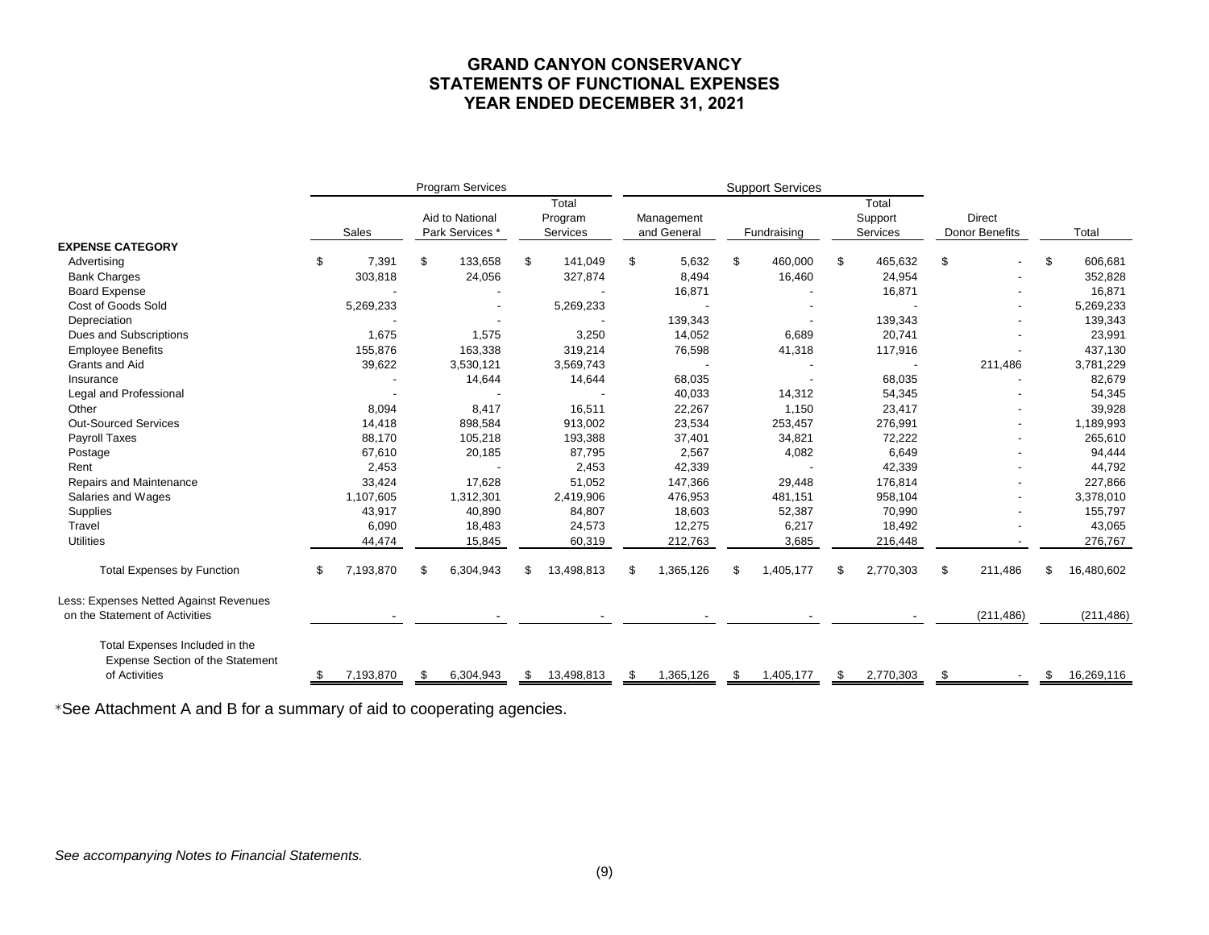# GRAND CANYON CONSERVANCY
## STATEMENTS OF FUNCTIONAL EXPENSES
## YEAR ENDED DECEMBER 31, 2021

| | Program Services | | | Support Services | | | | |
|---|---|---|---|---|---|---|---|---|
| EXPENSE CATEGORY | Sales | Aid to National Park Services * | Total Program Services | Management and General | Fundraising | Total Support Services | Direct Donor Benefits | Total |
| Advertising | $ 7,391 | $ 133,658 | $ 141,049 | $ 5,632 | $ 460,000 | $ 465,632 | $ - | $ 606,681 |
| Bank Charges | 303,818 | 24,056 | 327,874 | 8,494 | 16,460 | 24,954 | - | 352,828 |
| Board Expense | - | - | - | 16,871 | - | 16,871 | - | 16,871 |
| Cost of Goods Sold | 5,269,233 | - | 5,269,233 | - | - | - | - | 5,269,233 |
| Depreciation | - | - | - | 139,343 | - | 139,343 | - | 139,343 |
| Dues and Subscriptions | 1,675 | 1,575 | 3,250 | 14,052 | 6,689 | 20,741 | - | 23,991 |
| Employee Benefits | 155,876 | 163,338 | 319,214 | 76,598 | 41,318 | 117,916 | - | 437,130 |
| Grants and Aid | 39,622 | 3,530,121 | 3,569,743 | - | - | - | 211,486 | 3,781,229 |
| Insurance | - | 14,644 | 14,644 | 68,035 | - | 68,035 | - | 82,679 |
| Legal and Professional | - | - | - | 40,033 | 14,312 | 54,345 | - | 54,345 |
| Other | 8,094 | 8,417 | 16,511 | 22,267 | 1,150 | 23,417 | - | 39,928 |
| Out-Sourced Services | 14,418 | 898,584 | 913,002 | 23,534 | 253,457 | 276,991 | - | 1,189,993 |
| Payroll Taxes | 88,170 | 105,218 | 193,388 | 37,401 | 34,821 | 72,222 | - | 265,610 |
| Postage | 67,610 | 20,185 | 87,795 | 2,567 | 4,082 | 6,649 | - | 94,444 |
| Rent | 2,453 | - | 2,453 | 42,339 | - | 42,339 | - | 44,792 |
| Repairs and Maintenance | 33,424 | 17,628 | 51,052 | 147,366 | 29,448 | 176,814 | - | 227,866 |
| Salaries and Wages | 1,107,605 | 1,312,301 | 2,419,906 | 476,953 | 481,151 | 958,104 | - | 3,378,010 |
| Supplies | 43,917 | 40,890 | 84,807 | 18,603 | 52,387 | 70,990 | - | 155,797 |
| Travel | 6,090 | 18,483 | 24,573 | 12,275 | 6,217 | 18,492 | - | 43,065 |
| Utilities | 44,474 | 15,845 | 60,319 | 212,763 | 3,685 | 216,448 | - | 276,767 |
| Total Expenses by Function | $ 7,193,870 | $ 6,304,943 | $ 13,498,813 | $ 1,365,126 | $ 1,405,177 | $ 2,770,303 | $ 211,486 | $ 16,480,602 |
| Less: Expenses Netted Against Revenues on the Statement of Activities | - | - | - | - | - | - | (211,486) | (211,486) |
| Total Expenses Included in the Expense Section of the Statement of Activities | $ 7,193,870 | $ 6,304,943 | $ 13,498,813 | $ 1,365,126 | $ 1,405,177 | $ 2,770,303 | $ - | $ 16,269,116 |

*See Attachment A and B for a summary of aid to cooperating agencies.

*See accompanying Notes to Financial Statements.*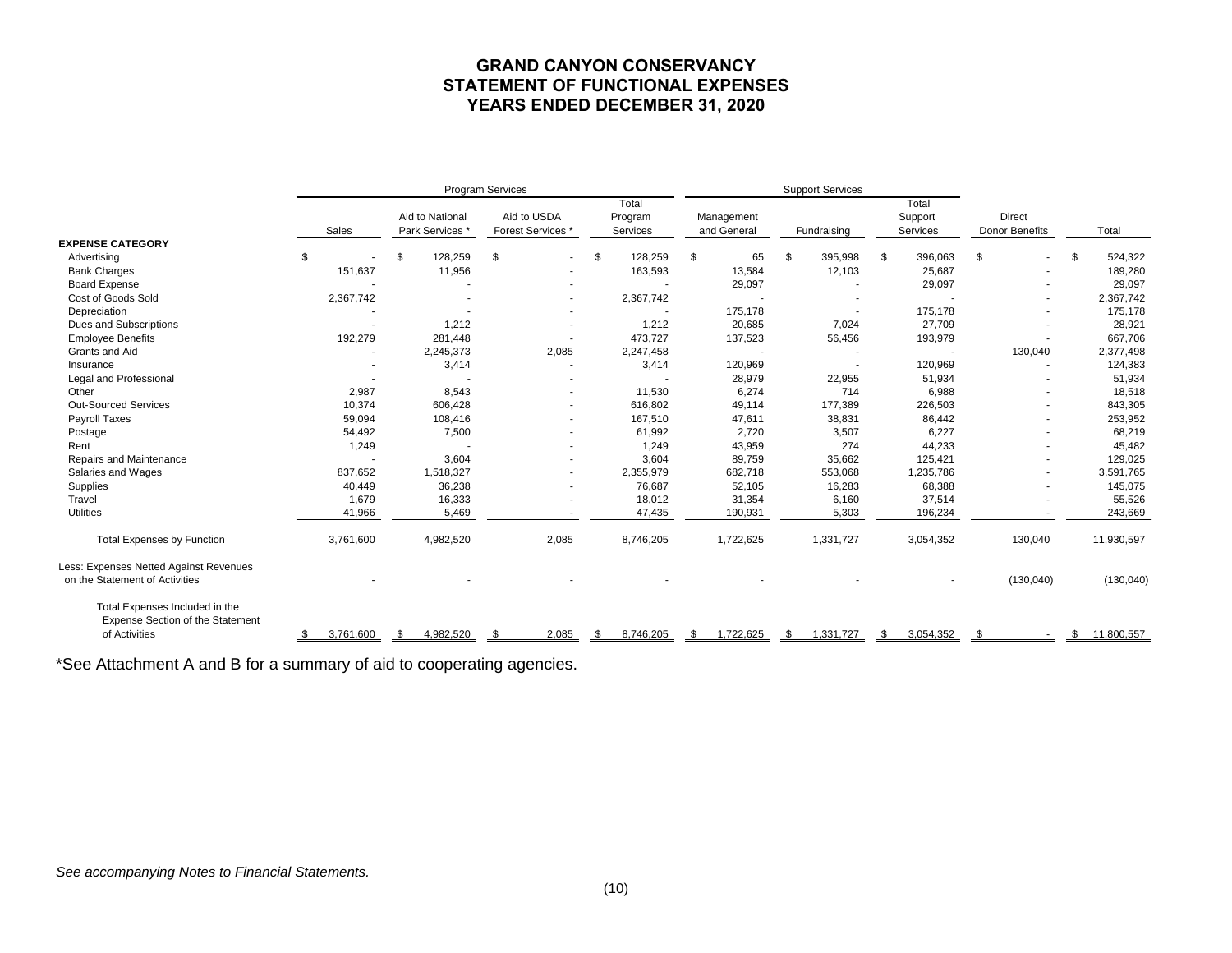# GRAND CANYON CONSERVANCY
# STATEMENT OF FUNCTIONAL EXPENSES
# YEARS ENDED DECEMBER 31, 2020

| | Program Services | | | | Support Services | | | | |
|---|---|---|---|---|---|---|---|---|---|
| | Sales | Aid to National Park Services * | Aid to USDA Forest Services * | Total Program Services | Management and General | Fundraising | Total Support Services | Direct Donor Benefits | Total |
| **EXPENSE CATEGORY** | | | | | | | | | |
| Advertising | $ - | $ 128,259 | $ - | $ 128,259 | $ 65 | $ 395,998 | $ 396,063 | $ - | $ 524,322 |
| Bank Charges | 151,637 | 11,956 | - | 163,593 | 13,584 | 12,103 | 25,687 | - | 189,280 |
| Board Expense | - | - | - | - | 29,097 | - | 29,097 | - | 29,097 |
| Cost of Goods Sold | 2,367,742 | - | - | 2,367,742 | - | - | - | - | 2,367,742 |
| Depreciation | - | - | - | - | 175,178 | - | 175,178 | - | 175,178 |
| Dues and Subscriptions | - | 1,212 | - | 1,212 | 20,685 | 7,024 | 27,709 | - | 28,921 |
| Employee Benefits | 192,279 | 281,448 | - | 473,727 | 137,523 | 56,456 | 193,979 | - | 667,706 |
| Grants and Aid | - | 2,245,373 | 2,085 | 2,247,458 | - | - | - | 130,040 | 2,377,498 |
| Insurance | - | 3,414 | - | 3,414 | 120,969 | - | 120,969 | - | 124,383 |
| Legal and Professional | - | - | - | - | 28,979 | 22,955 | 51,934 | - | 51,934 |
| Other | 2,987 | 8,543 | - | 11,530 | 6,274 | 714 | 6,988 | - | 18,518 |
| Out-Sourced Services | 10,374 | 606,428 | - | 616,802 | 49,114 | 177,389 | 226,503 | - | 843,305 |
| Payroll Taxes | 59,094 | 108,416 | - | 167,510 | 47,611 | 38,831 | 86,442 | - | 253,952 |
| Postage | 54,492 | 7,500 | - | 61,992 | 2,720 | 3,507 | 6,227 | - | 68,219 |
| Rent | 1,249 | - | - | 1,249 | 43,959 | 274 | 44,233 | - | 45,482 |
| Repairs and Maintenance | - | 3,604 | - | 3,604 | 89,759 | 35,662 | 125,421 | - | 129,025 |
| Salaries and Wages | 837,652 | 1,518,327 | - | 2,355,979 | 682,718 | 553,068 | 1,235,786 | - | 3,591,765 |
| Supplies | 40,449 | 36,238 | - | 76,687 | 52,105 | 16,283 | 68,388 | - | 145,075 |
| Travel | 1,679 | 16,333 | - | 18,012 | 31,354 | 6,160 | 37,514 | - | 55,526 |
| Utilities | 41,966 | 5,469 | - | 47,435 | 190,931 | 5,303 | 196,234 | - | 243,669 |
| Total Expenses by Function | 3,761,600 | 4,982,520 | 2,085 | 8,746,205 | 1,722,625 | 1,331,727 | 3,054,352 | 130,040 | 11,930,597 |
| Less: Expenses Netted Against Revenues on the Statement of Activities | - | - | - | - | - | - | - | (130,040) | (130,040) |
| Total Expenses Included in the Expense Section of the Statement of Activities | $ 3,761,600 | $ 4,982,520 | $ 2,085 | $ 8,746,205 | $ 1,722,625 | $ 1,331,727 | $ 3,054,352 | $ - | $ 11,800,557 |

*See Attachment A and B for a summary of aid to cooperating agencies.

*See accompanying Notes to Financial Statements.*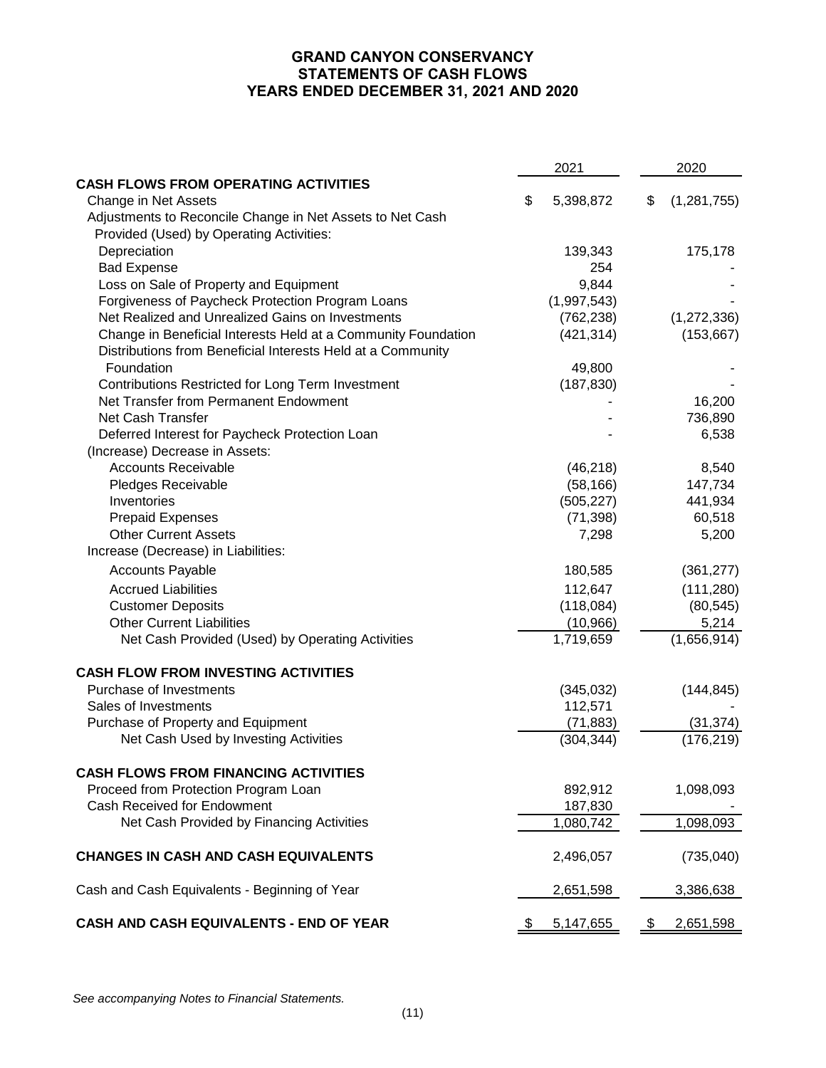# GRAND CANYON CONSERVANCY
## STATEMENTS OF CASH FLOWS
## YEARS ENDED DECEMBER 31, 2021 AND 2020

| | 2021 | 2020 |
|---|---|---|
| **CASH FLOWS FROM OPERATING ACTIVITIES** | | |
| Change in Net Assets | $ 5,398,872 | $ (1,281,755) |
| Adjustments to Reconcile Change in Net Assets to Net Cash Provided (Used) by Operating Activities: | | |
| Depreciation | 139,343 | 175,178 |
| Bad Expense | 254 | - |
| Loss on Sale of Property and Equipment | 9,844 | - |
| Forgiveness of Paycheck Protection Program Loans | (1,997,543) | - |
| Net Realized and Unrealized Gains on Investments | (762,238) | (1,272,336) |
| Change in Beneficial Interests Held at a Community Foundation | (421,314) | (153,667) |
| Distributions from Beneficial Interests Held at a Community Foundation | 49,800 | - |
| Contributions Restricted for Long Term Investment | (187,830) | - |
| Net Transfer from Permanent Endowment | - | 16,200 |
| Net Cash Transfer | - | 736,890 |
| Deferred Interest for Paycheck Protection Loan | - | 6,538 |
| (Increase) Decrease in Assets: | | |
| Accounts Receivable | (46,218) | 8,540 |
| Pledges Receivable | (58,166) | 147,734 |
| Inventories | (505,227) | 441,934 |
| Prepaid Expenses | (71,398) | 60,518 |
| Other Current Assets | 7,298 | 5,200 |
| Increase (Decrease) in Liabilities: | | |
| Accounts Payable | 180,585 | (361,277) |
| Accrued Liabilities | 112,647 | (111,280) |
| Customer Deposits | (118,084) | (80,545) |
| Other Current Liabilities | (10,966) | 5,214 |
| Net Cash Provided (Used) by Operating Activities | 1,719,659 | (1,656,914) |
| **CASH FLOW FROM INVESTING ACTIVITIES** | | |
| Purchase of Investments | (345,032) | (144,845) |
| Sales of Investments | 112,571 | - |
| Purchase of Property and Equipment | (71,883) | (31,374) |
| Net Cash Used by Investing Activities | (304,344) | (176,219) |
| **CASH FLOWS FROM FINANCING ACTIVITIES** | | |
| Proceed from Protection Program Loan | 892,912 | 1,098,093 |
| Cash Received for Endowment | 187,830 | - |
| Net Cash Provided by Financing Activities | 1,080,742 | 1,098,093 |
| **CHANGES IN CASH AND CASH EQUIVALENTS** | 2,496,057 | (735,040) |
| Cash and Cash Equivalents - Beginning of Year | 2,651,598 | 3,386,638 |
| **CASH AND CASH EQUIVALENTS - END OF YEAR** | $ 5,147,655 | $ 2,651,598 |

*See accompanying Notes to Financial Statements.*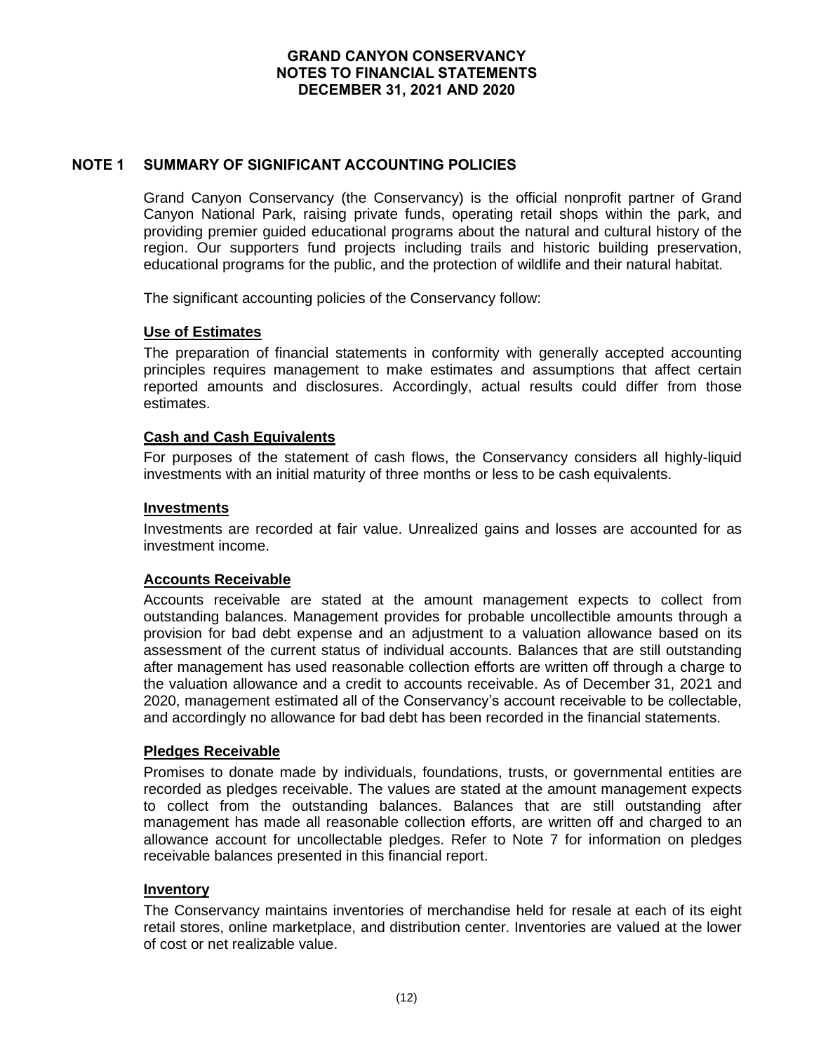# GRAND CANYON CONSERVANCY
## NOTES TO FINANCIAL STATEMENTS
## DECEMBER 31, 2021 AND 2020

## NOTE 1 SUMMARY OF SIGNIFICANT ACCOUNTING POLICIES

Grand Canyon Conservancy (the Conservancy) is the official nonprofit partner of Grand Canyon National Park, raising private funds, operating retail shops within the park, and providing premier guided educational programs about the natural and cultural history of the region. Our supporters fund projects including trails and historic building preservation, educational programs for the public, and the protection of wildlife and their natural habitat.

The significant accounting policies of the Conservancy follow:

### Use of Estimates

The preparation of financial statements in conformity with generally accepted accounting principles requires management to make estimates and assumptions that affect certain reported amounts and disclosures. Accordingly, actual results could differ from those estimates.

### Cash and Cash Equivalents

For purposes of the statement of cash flows, the Conservancy considers all highly-liquid investments with an initial maturity of three months or less to be cash equivalents.

### Investments

Investments are recorded at fair value. Unrealized gains and losses are accounted for as investment income.

### Accounts Receivable

Accounts receivable are stated at the amount management expects to collect from outstanding balances. Management provides for probable uncollectible amounts through a provision for bad debt expense and an adjustment to a valuation allowance based on its assessment of the current status of individual accounts. Balances that are still outstanding after management has used reasonable collection efforts are written off through a charge to the valuation allowance and a credit to accounts receivable. As of December 31, 2021 and 2020, management estimated all of the Conservancy's account receivable to be collectable, and accordingly no allowance for bad debt has been recorded in the financial statements.

### Pledges Receivable

Promises to donate made by individuals, foundations, trusts, or governmental entities are recorded as pledges receivable. The values are stated at the amount management expects to collect from the outstanding balances. Balances that are still outstanding after management has made all reasonable collection efforts, are written off and charged to an allowance account for uncollectable pledges. Refer to Note 7 for information on pledges receivable balances presented in this financial report.

### Inventory

The Conservancy maintains inventories of merchandise held for resale at each of its eight retail stores, online marketplace, and distribution center. Inventories are valued at the lower of cost or net realizable value.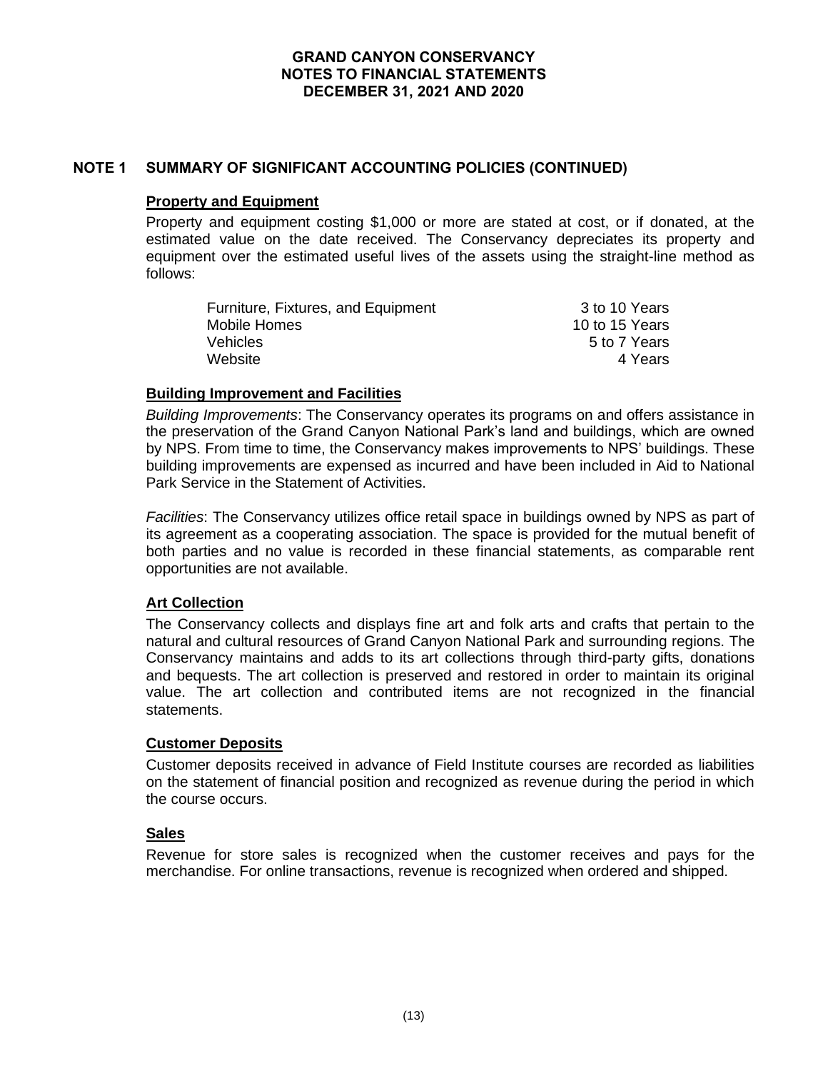## NOTE 1 SUMMARY OF SIGNIFICANT ACCOUNTING POLICIES (CONTINUED)

### Property and Equipment

Property and equipment costing $1,000 or more are stated at cost, or if donated, at the estimated value on the date received. The Conservancy depreciates its property and equipment over the estimated useful lives of the assets using the straight-line method as follows:

| | |
|---|---|
| Furniture, Fixtures, and Equipment | 3 to 10 Years |
| Mobile Homes | 10 to 15 Years |
| Vehicles | 5 to 7 Years |
| Website | 4 Years |

### Building Improvement and Facilities

*Building Improvements*: The Conservancy operates its programs on and offers assistance in the preservation of the Grand Canyon National Park's land and buildings, which are owned by NPS. From time to time, the Conservancy makes improvements to NPS' buildings. These building improvements are expensed as incurred and have been included in Aid to National Park Service in the Statement of Activities.

*Facilities*: The Conservancy utilizes office retail space in buildings owned by NPS as part of its agreement as a cooperating association. The space is provided for the mutual benefit of both parties and no value is recorded in these financial statements, as comparable rent opportunities are not available.

### Art Collection

The Conservancy collects and displays fine art and folk arts and crafts that pertain to the natural and cultural resources of Grand Canyon National Park and surrounding regions. The Conservancy maintains and adds to its art collections through third-party gifts, donations and bequests. The art collection is preserved and restored in order to maintain its original value. The art collection and contributed items are not recognized in the financial statements.

### Customer Deposits

Customer deposits received in advance of Field Institute courses are recorded as liabilities on the statement of financial position and recognized as revenue during the period in which the course occurs.

### Sales

Revenue for store sales is recognized when the customer receives and pays for the merchandise. For online transactions, revenue is recognized when ordered and shipped.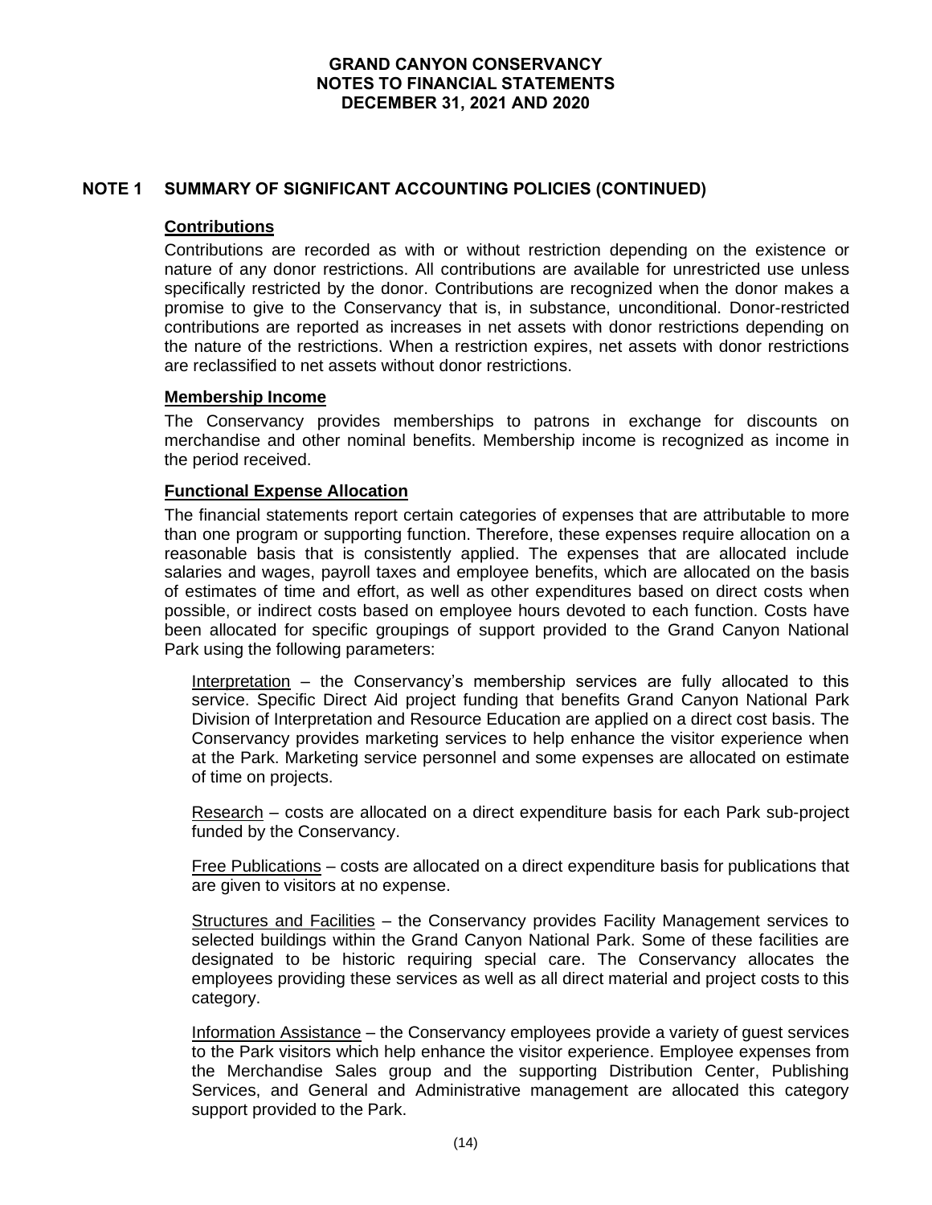# GRAND CANYON CONSERVANCY
# NOTES TO FINANCIAL STATEMENTS
# DECEMBER 31, 2021 AND 2020

## NOTE 1 SUMMARY OF SIGNIFICANT ACCOUNTING POLICIES (CONTINUED)

### Contributions

Contributions are recorded as with or without restriction depending on the existence or nature of any donor restrictions. All contributions are available for unrestricted use unless specifically restricted by the donor. Contributions are recognized when the donor makes a promise to give to the Conservancy that is, in substance, unconditional. Donor-restricted contributions are reported as increases in net assets with donor restrictions depending on the nature of the restrictions. When a restriction expires, net assets with donor restrictions are reclassified to net assets without donor restrictions.

### Membership Income

The Conservancy provides memberships to patrons in exchange for discounts on merchandise and other nominal benefits. Membership income is recognized as income in the period received.

### Functional Expense Allocation

The financial statements report certain categories of expenses that are attributable to more than one program or supporting function. Therefore, these expenses require allocation on a reasonable basis that is consistently applied. The expenses that are allocated include salaries and wages, payroll taxes and employee benefits, which are allocated on the basis of estimates of time and effort, as well as other expenditures based on direct costs when possible, or indirect costs based on employee hours devoted to each function. Costs have been allocated for specific groupings of support provided to the Grand Canyon National Park using the following parameters:

Interpretation – the Conservancy's membership services are fully allocated to this service. Specific Direct Aid project funding that benefits Grand Canyon National Park Division of Interpretation and Resource Education are applied on a direct cost basis. The Conservancy provides marketing services to help enhance the visitor experience when at the Park. Marketing service personnel and some expenses are allocated on estimate of time on projects.

Research – costs are allocated on a direct expenditure basis for each Park sub-project funded by the Conservancy.

Free Publications – costs are allocated on a direct expenditure basis for publications that are given to visitors at no expense.

Structures and Facilities – the Conservancy provides Facility Management services to selected buildings within the Grand Canyon National Park. Some of these facilities are designated to be historic requiring special care. The Conservancy allocates the employees providing these services as well as all direct material and project costs to this category.

Information Assistance – the Conservancy employees provide a variety of guest services to the Park visitors which help enhance the visitor experience. Employee expenses from the Merchandise Sales group and the supporting Distribution Center, Publishing Services, and General and Administrative management are allocated this category support provided to the Park.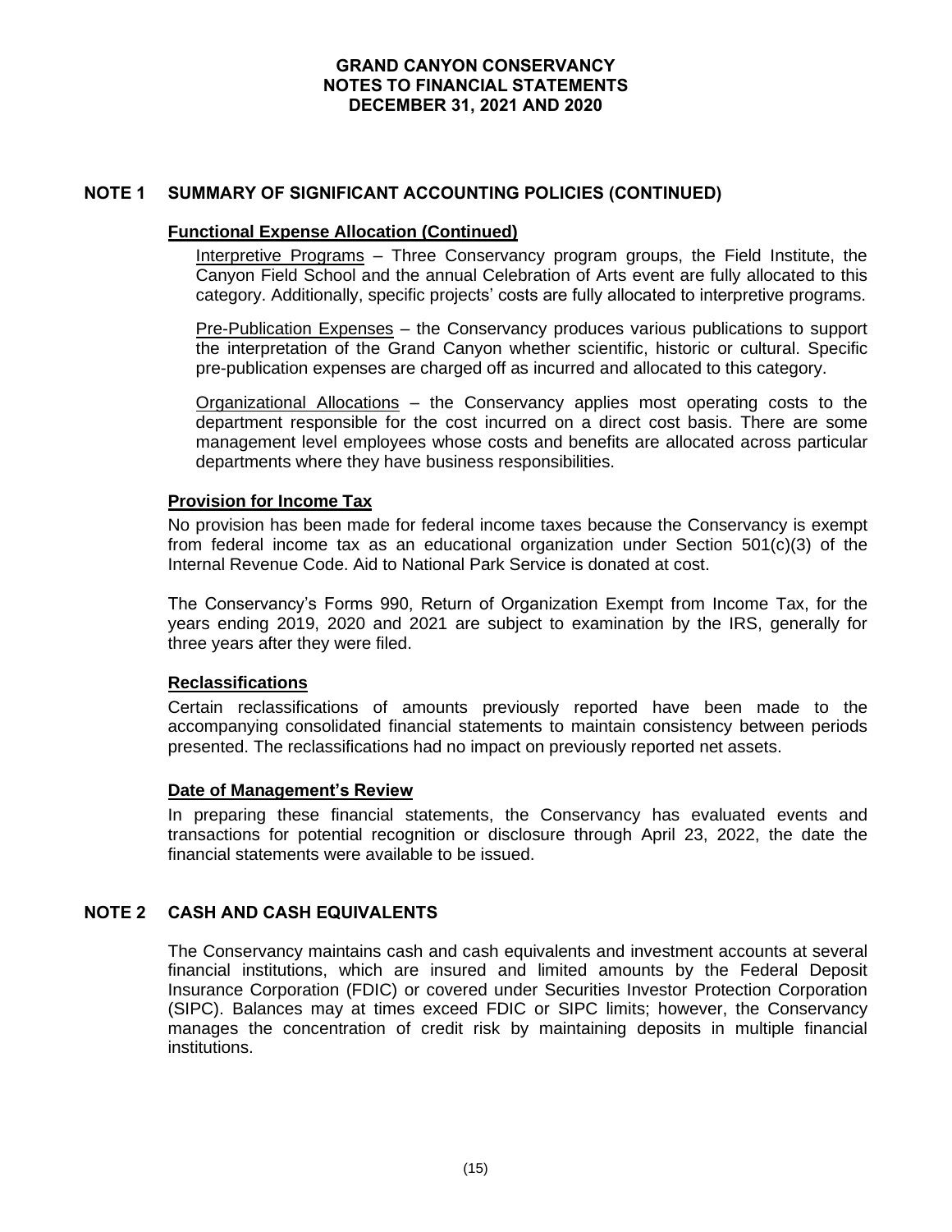# GRAND CANYON CONSERVANCY
# NOTES TO FINANCIAL STATEMENTS
# DECEMBER 31, 2021 AND 2020

## NOTE 1 SUMMARY OF SIGNIFICANT ACCOUNTING POLICIES (CONTINUED)

### Functional Expense Allocation (Continued)

Interpretive Programs – Three Conservancy program groups, the Field Institute, the Canyon Field School and the annual Celebration of Arts event are fully allocated to this category. Additionally, specific projects' costs are fully allocated to interpretive programs.

Pre-Publication Expenses – the Conservancy produces various publications to support the interpretation of the Grand Canyon whether scientific, historic or cultural. Specific pre-publication expenses are charged off as incurred and allocated to this category.

Organizational Allocations – the Conservancy applies most operating costs to the department responsible for the cost incurred on a direct cost basis. There are some management level employees whose costs and benefits are allocated across particular departments where they have business responsibilities.

### Provision for Income Tax

No provision has been made for federal income taxes because the Conservancy is exempt from federal income tax as an educational organization under Section 501(c)(3) of the Internal Revenue Code. Aid to National Park Service is donated at cost.

The Conservancy's Forms 990, Return of Organization Exempt from Income Tax, for the years ending 2019, 2020 and 2021 are subject to examination by the IRS, generally for three years after they were filed.

### Reclassifications

Certain reclassifications of amounts previously reported have been made to the accompanying consolidated financial statements to maintain consistency between periods presented. The reclassifications had no impact on previously reported net assets.

### Date of Management's Review

In preparing these financial statements, the Conservancy has evaluated events and transactions for potential recognition or disclosure through April 23, 2022, the date the financial statements were available to be issued.

## NOTE 2 CASH AND CASH EQUIVALENTS

The Conservancy maintains cash and cash equivalents and investment accounts at several financial institutions, which are insured and limited amounts by the Federal Deposit Insurance Corporation (FDIC) or covered under Securities Investor Protection Corporation (SIPC). Balances may at times exceed FDIC or SIPC limits; however, the Conservancy manages the concentration of credit risk by maintaining deposits in multiple financial institutions.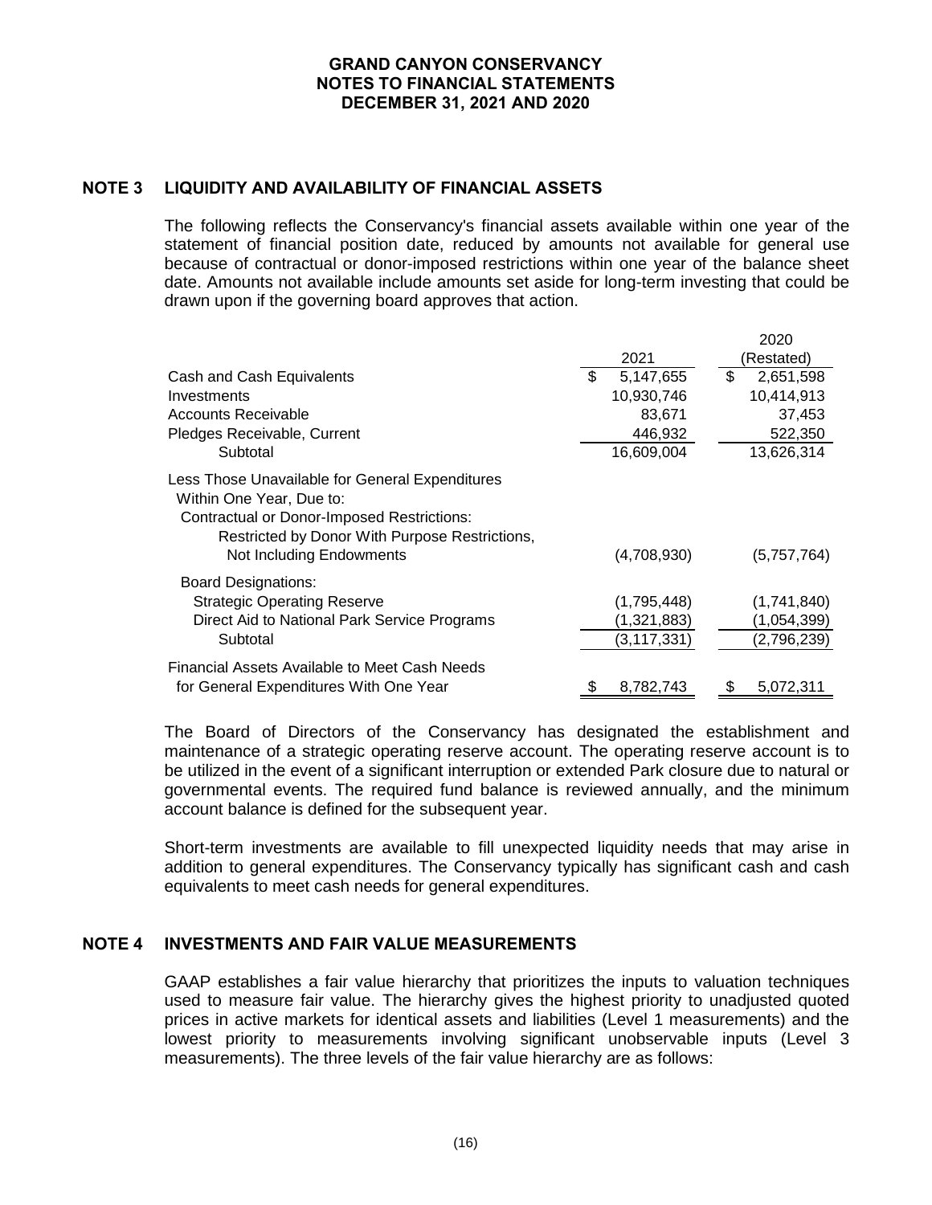## NOTE 3 LIQUIDITY AND AVAILABILITY OF FINANCIAL ASSETS

The following reflects the Conservancy's financial assets available within one year of the statement of financial position date, reduced by amounts not available for general use because of contractual or donor-imposed restrictions within one year of the balance sheet date. Amounts not available include amounts set aside for long-term investing that could be drawn upon if the governing board approves that action.

| | 2021 | 2020 (Restated) |
|---|---|---|
| Cash and Cash Equivalents | $ 5,147,655 | $ 2,651,598 |
| Investments | 10,930,746 | 10,414,913 |
| Accounts Receivable | 83,671 | 37,453 |
| Pledges Receivable, Current | 446,932 | 522,350 |
| Subtotal | 16,609,004 | 13,626,314 |
| Less Those Unavailable for General Expenditures Within One Year, Due to: | | |
| Contractual or Donor-Imposed Restrictions: | | |
| Restricted by Donor With Purpose Restrictions, Not Including Endowments | (4,708,930) | (5,757,764) |
| Board Designations: | | |
| Strategic Operating Reserve | (1,795,448) | (1,741,840) |
| Direct Aid to National Park Service Programs | (1,321,883) | (1,054,399) |
| Subtotal | (3,117,331) | (2,796,239) |
| Financial Assets Available to Meet Cash Needs for General Expenditures With One Year | $ 8,782,743 | $ 5,072,311 |

The Board of Directors of the Conservancy has designated the establishment and maintenance of a strategic operating reserve account. The operating reserve account is to be utilized in the event of a significant interruption or extended Park closure due to natural or governmental events. The required fund balance is reviewed annually, and the minimum account balance is defined for the subsequent year.

Short-term investments are available to fill unexpected liquidity needs that may arise in addition to general expenditures. The Conservancy typically has significant cash and cash equivalents to meet cash needs for general expenditures.

## NOTE 4 INVESTMENTS AND FAIR VALUE MEASUREMENTS

GAAP establishes a fair value hierarchy that prioritizes the inputs to valuation techniques used to measure fair value. The hierarchy gives the highest priority to unadjusted quoted prices in active markets for identical assets and liabilities (Level 1 measurements) and the lowest priority to measurements involving significant unobservable inputs (Level 3 measurements). The three levels of the fair value hierarchy are as follows: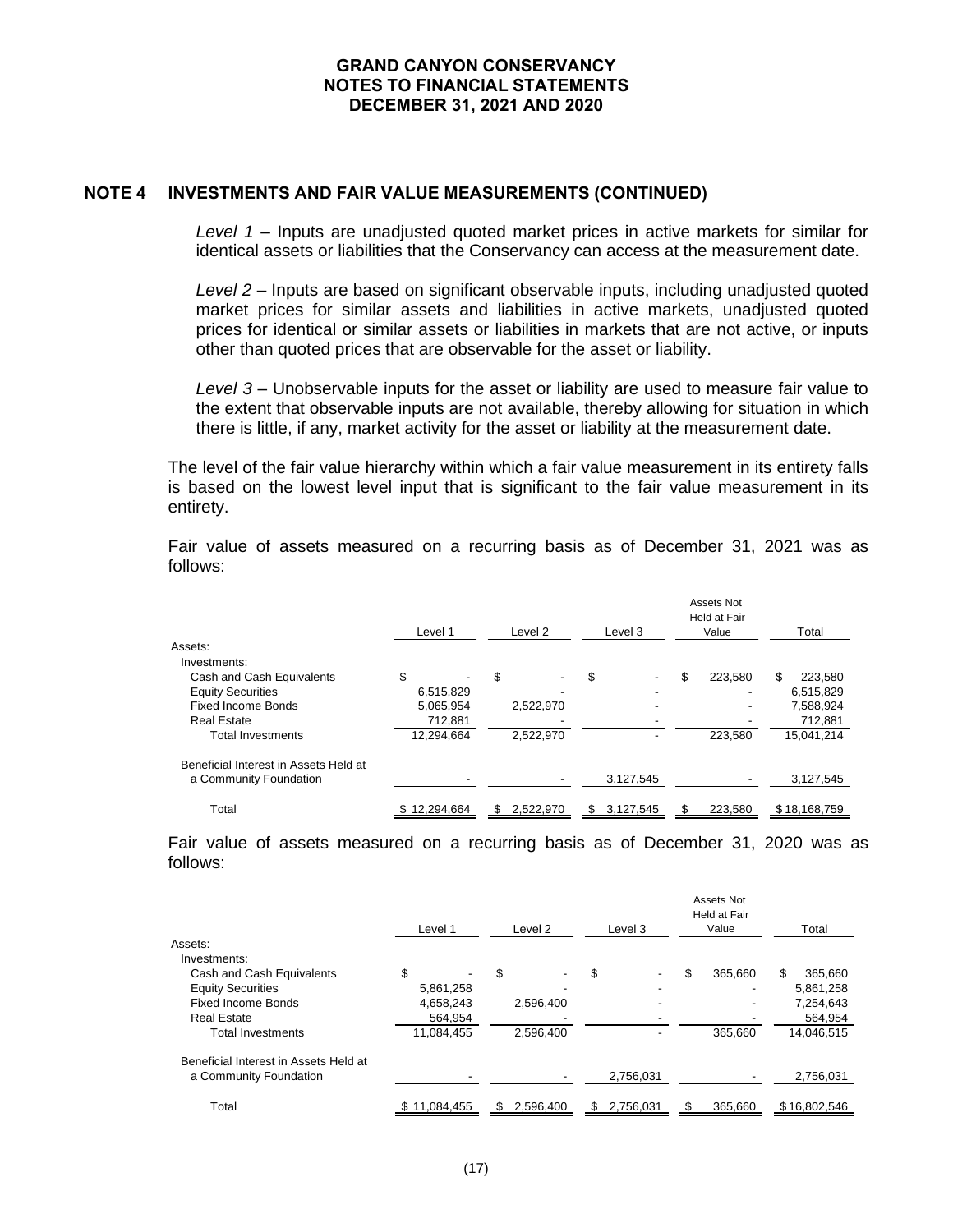## NOTE 4 INVESTMENTS AND FAIR VALUE MEASUREMENTS (CONTINUED)

*Level 1* – Inputs are unadjusted quoted market prices in active markets for similar for identical assets or liabilities that the Conservancy can access at the measurement date.

*Level 2* – Inputs are based on significant observable inputs, including unadjusted quoted market prices for similar assets and liabilities in active markets, unadjusted quoted prices for identical or similar assets or liabilities in markets that are not active, or inputs other than quoted prices that are observable for the asset or liability.

*Level 3* – Unobservable inputs for the asset or liability are used to measure fair value to the extent that observable inputs are not available, thereby allowing for situation in which there is little, if any, market activity for the asset or liability at the measurement date.

The level of the fair value hierarchy within which a fair value measurement in its entirety falls is based on the lowest level input that is significant to the fair value measurement in its entirety.

Fair value of assets measured on a recurring basis as of December 31, 2021 was as follows:

| | Level 1 | Level 2 | Level 3 | Assets Not Held at Fair Value | Total |
|---|---|---|---|---|---|
| Assets: | | | | | |
| Investments: | | | | | |
| Cash and Cash Equivalents | $ - | $ - | $ - | $ 223,580 | $ 223,580 |
| Equity Securities | 6,515,829 | - | - | - | 6,515,829 |
| Fixed Income Bonds | 5,065,954 | 2,522,970 | - | - | 7,588,924 |
| Real Estate | 712,881 | - | - | - | 712,881 |
| Total Investments | 12,294,664 | 2,522,970 | - | 223,580 | 15,041,214 |
| Beneficial Interest in Assets Held at a Community Foundation | - | - | 3,127,545 | - | 3,127,545 |
| Total | $ 12,294,664 | $ 2,522,970 | $ 3,127,545 | $ 223,580 | $ 18,168,759 |

Fair value of assets measured on a recurring basis as of December 31, 2020 was as follows:

| | Level 1 | Level 2 | Level 3 | Assets Not Held at Fair Value | Total |
|---|---|---|---|---|---|
| Assets: | | | | | |
| Investments: | | | | | |
| Cash and Cash Equivalents | $ - | $ - | $ - | $ 365,660 | $ 365,660 |
| Equity Securities | 5,861,258 | - | - | - | 5,861,258 |
| Fixed Income Bonds | 4,658,243 | 2,596,400 | - | - | 7,254,643 |
| Real Estate | 564,954 | - | - | - | 564,954 |
| Total Investments | 11,084,455 | 2,596,400 | - | 365,660 | 14,046,515 |
| Beneficial Interest in Assets Held at a Community Foundation | - | - | 2,756,031 | - | 2,756,031 |
| Total | $ 11,084,455 | $ 2,596,400 | $ 2,756,031 | $ 365,660 | $ 16,802,546 |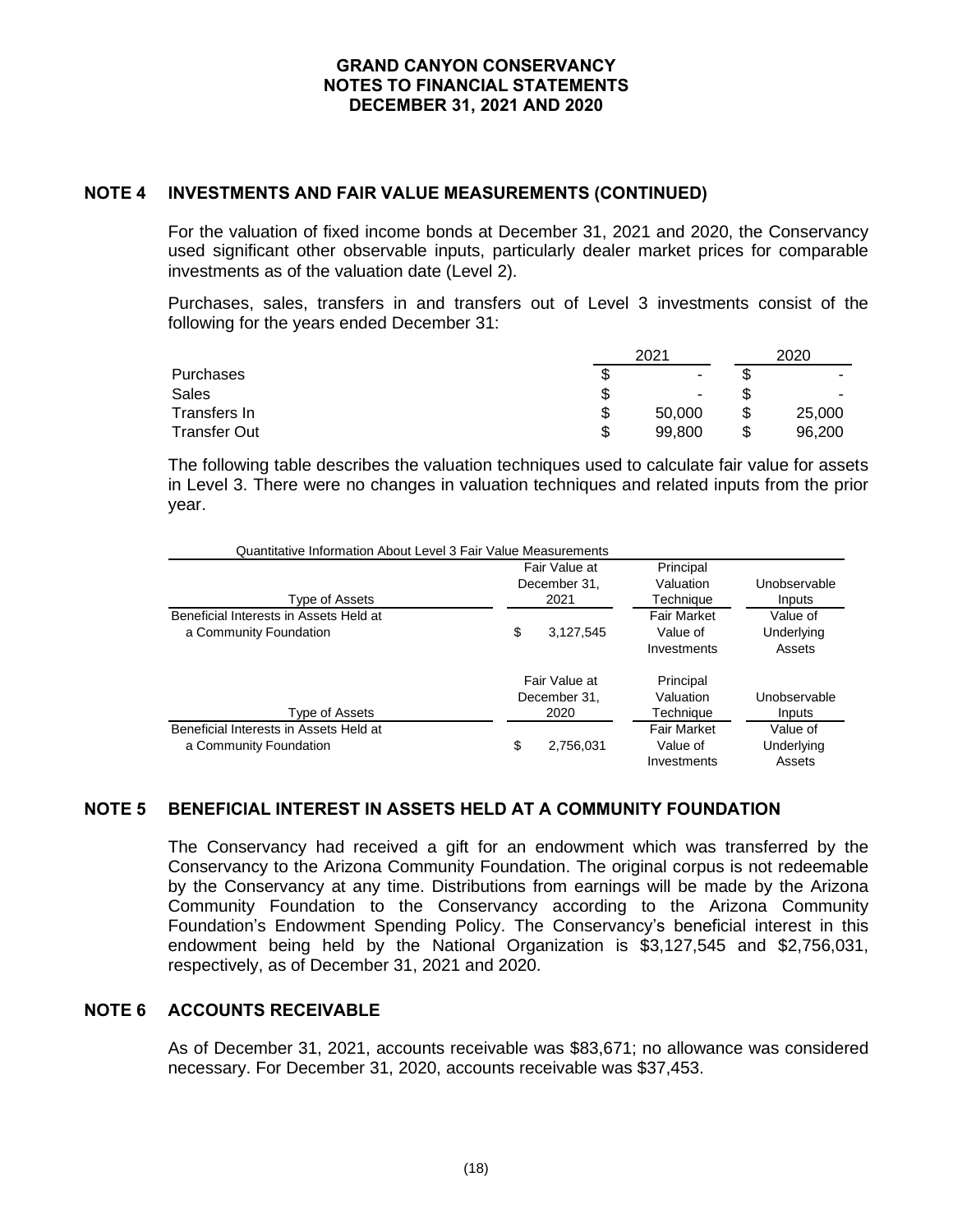## NOTE 4 INVESTMENTS AND FAIR VALUE MEASUREMENTS (CONTINUED)

For the valuation of fixed income bonds at December 31, 2021 and 2020, the Conservancy used significant other observable inputs, particularly dealer market prices for comparable investments as of the valuation date (Level 2).

Purchases, sales, transfers in and transfers out of Level 3 investments consist of the following for the years ended December 31:

| | 2021 | 2020 |
|---|---|---|
| Purchases | $ - | $ - |
| Sales | $ - | $ - |
| Transfers In | $ 50,000 | $ 25,000 |
| Transfer Out | $ 99,800 | $ 96,200 |

The following table describes the valuation techniques used to calculate fair value for assets in Level 3. There were no changes in valuation techniques and related inputs from the prior year.

Quantitative Information About Level 3 Fair Value Measurements

| Type of Assets | Fair Value at December 31, 2021 | Principal Valuation Technique | Unobservable Inputs |
|---|---|---|---|
| Beneficial Interests in Assets Held at a Community Foundation | $ 3,127,545 | Fair Market Value of Investments | Value of Underlying Assets |

| Type of Assets | Fair Value at December 31, 2020 | Principal Valuation Technique | Unobservable Inputs |
|---|---|---|---|
| Beneficial Interests in Assets Held at a Community Foundation | $ 2,756,031 | Fair Market Value of Investments | Value of Underlying Assets |

## NOTE 5 BENEFICIAL INTEREST IN ASSETS HELD AT A COMMUNITY FOUNDATION

The Conservancy had received a gift for an endowment which was transferred by the Conservancy to the Arizona Community Foundation. The original corpus is not redeemable by the Conservancy at any time. Distributions from earnings will be made by the Arizona Community Foundation to the Conservancy according to the Arizona Community Foundation's Endowment Spending Policy. The Conservancy's beneficial interest in this endowment being held by the National Organization is $3,127,545 and $2,756,031, respectively, as of December 31, 2021 and 2020.

## NOTE 6 ACCOUNTS RECEIVABLE

As of December 31, 2021, accounts receivable was $83,671; no allowance was considered necessary. For December 31, 2020, accounts receivable was $37,453.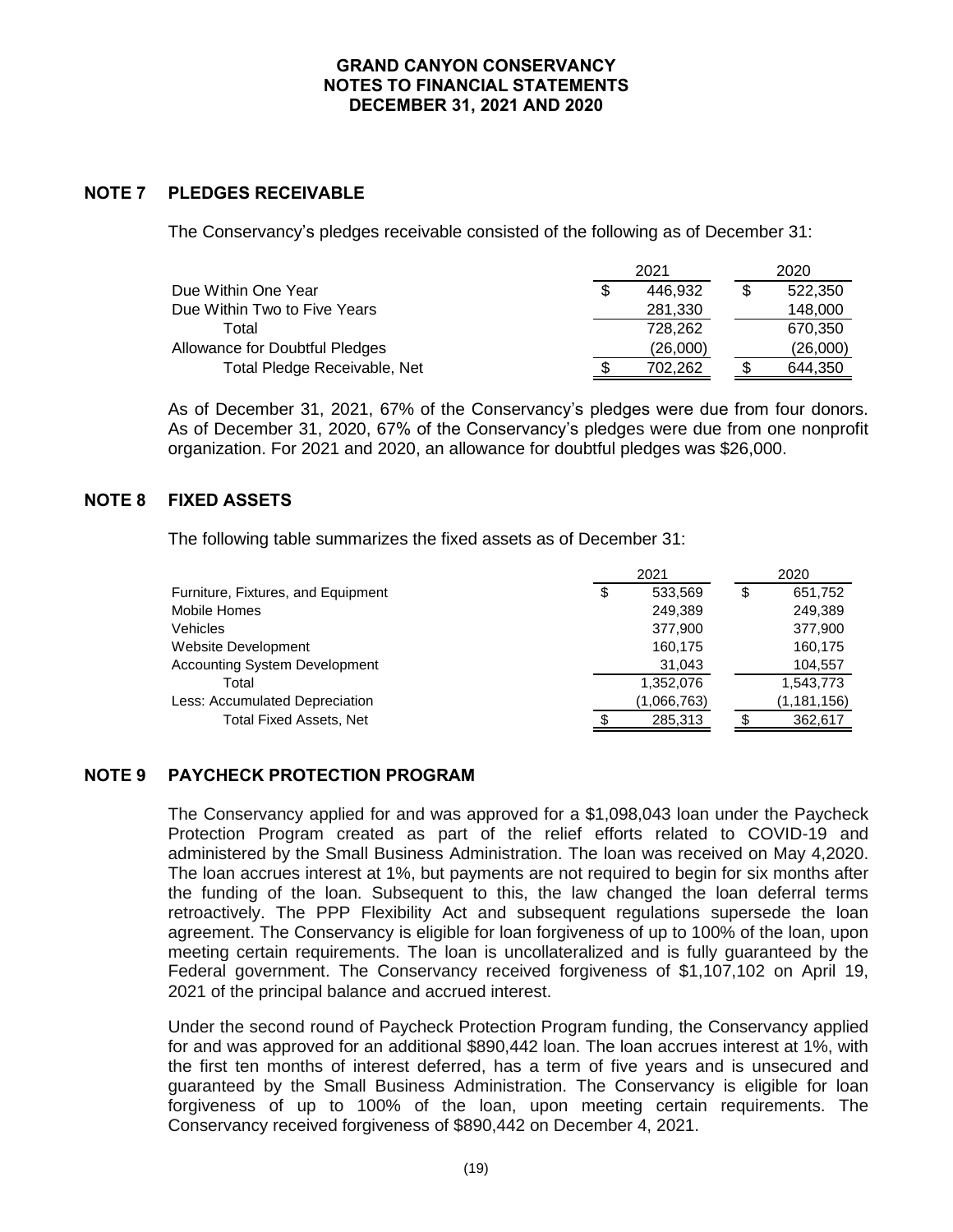## NOTE 7 PLEDGES RECEIVABLE

The Conservancy's pledges receivable consisted of the following as of December 31:

| | 2021 | 2020 |
|---|---|---|
| Due Within One Year | $ 446,932 | $ 522,350 |
| Due Within Two to Five Years | 281,330 | 148,000 |
| Total | 728,262 | 670,350 |
| Allowance for Doubtful Pledges | (26,000) | (26,000) |
| Total Pledge Receivable, Net | $ 702,262 | $ 644,350 |

As of December 31, 2021, 67% of the Conservancy's pledges were due from four donors. As of December 31, 2020, 67% of the Conservancy's pledges were due from one nonprofit organization. For 2021 and 2020, an allowance for doubtful pledges was $26,000.

## NOTE 8 FIXED ASSETS

The following table summarizes the fixed assets as of December 31:

| | 2021 | 2020 |
|---|---|---|
| Furniture, Fixtures, and Equipment | $ 533,569 | $ 651,752 |
| Mobile Homes | 249,389 | 249,389 |
| Vehicles | 377,900 | 377,900 |
| Website Development | 160,175 | 160,175 |
| Accounting System Development | 31,043 | 104,557 |
| Total | 1,352,076 | 1,543,773 |
| Less: Accumulated Depreciation | (1,066,763) | (1,181,156) |
| Total Fixed Assets, Net | $ 285,313 | $ 362,617 |

## NOTE 9 PAYCHECK PROTECTION PROGRAM

The Conservancy applied for and was approved for a $1,098,043 loan under the Paycheck Protection Program created as part of the relief efforts related to COVID-19 and administered by the Small Business Administration. The loan was received on May 4,2020. The loan accrues interest at 1%, but payments are not required to begin for six months after the funding of the loan. Subsequent to this, the law changed the loan deferral terms retroactively. The PPP Flexibility Act and subsequent regulations supersede the loan agreement. The Conservancy is eligible for loan forgiveness of up to 100% of the loan, upon meeting certain requirements. The loan is uncollateralized and is fully guaranteed by the Federal government. The Conservancy received forgiveness of $1,107,102 on April 19, 2021 of the principal balance and accrued interest.

Under the second round of Paycheck Protection Program funding, the Conservancy applied for and was approved for an additional $890,442 loan. The loan accrues interest at 1%, with the first ten months of interest deferred, has a term of five years and is unsecured and guaranteed by the Small Business Administration. The Conservancy is eligible for loan forgiveness of up to 100% of the loan, upon meeting certain requirements. The Conservancy received forgiveness of $890,442 on December 4, 2021.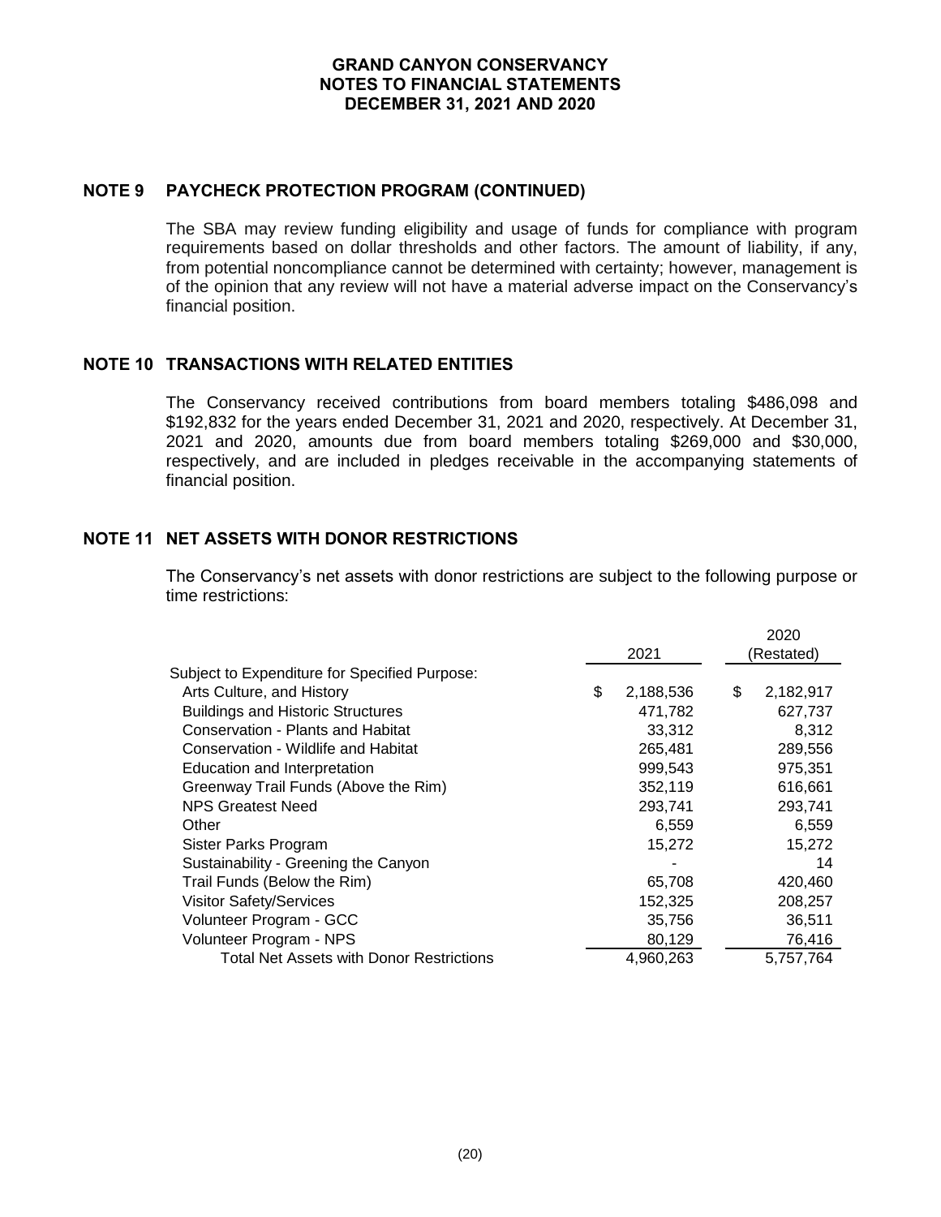## NOTE 9 PAYCHECK PROTECTION PROGRAM (CONTINUED)

The SBA may review funding eligibility and usage of funds for compliance with program requirements based on dollar thresholds and other factors. The amount of liability, if any, from potential noncompliance cannot be determined with certainty; however, management is of the opinion that any review will not have a material adverse impact on the Conservancy's financial position.

## NOTE 10 TRANSACTIONS WITH RELATED ENTITIES

The Conservancy received contributions from board members totaling $486,098 and $192,832 for the years ended December 31, 2021 and 2020, respectively. At December 31, 2021 and 2020, amounts due from board members totaling $269,000 and $30,000, respectively, and are included in pledges receivable in the accompanying statements of financial position.

## NOTE 11 NET ASSETS WITH DONOR RESTRICTIONS

The Conservancy's net assets with donor restrictions are subject to the following purpose or time restrictions:

| | 2021 | 2020 (Restated) |
|---|---|---|
| Subject to Expenditure for Specified Purpose: | | |
| Arts Culture, and History | $ 2,188,536 | $ 2,182,917 |
| Buildings and Historic Structures | 471,782 | 627,737 |
| Conservation - Plants and Habitat | 33,312 | 8,312 |
| Conservation - Wildlife and Habitat | 265,481 | 289,556 |
| Education and Interpretation | 999,543 | 975,351 |
| Greenway Trail Funds (Above the Rim) | 352,119 | 616,661 |
| NPS Greatest Need | 293,741 | 293,741 |
| Other | 6,559 | 6,559 |
| Sister Parks Program | 15,272 | 15,272 |
| Sustainability - Greening the Canyon | - | 14 |
| Trail Funds (Below the Rim) | 65,708 | 420,460 |
| Visitor Safety/Services | 152,325 | 208,257 |
| Volunteer Program - GCC | 35,756 | 36,511 |
| Volunteer Program - NPS | 80,129 | 76,416 |
| Total Net Assets with Donor Restrictions | 4,960,263 | 5,757,764 |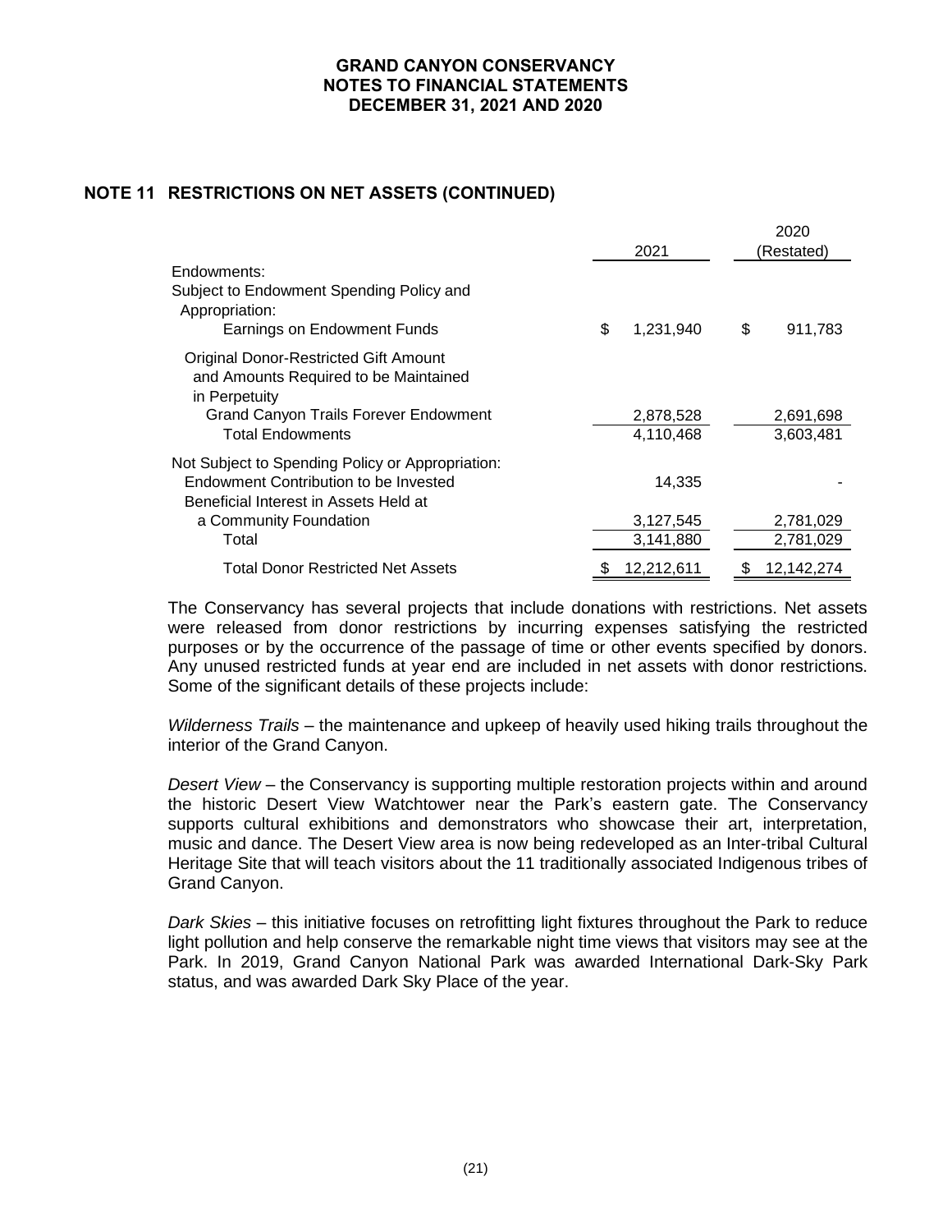## NOTE 11 RESTRICTIONS ON NET ASSETS (CONTINUED)

| | 2021 | 2020 (Restated) |
|---|---|---|
| Endowments: | | |
| Subject to Endowment Spending Policy and Appropriation: | | |
| Earnings on Endowment Funds | $ 1,231,940 | $ 911,783 |
| Original Donor-Restricted Gift Amount and Amounts Required to be Maintained in Perpetuity | | |
| Grand Canyon Trails Forever Endowment | 2,878,528 | 2,691,698 |
| Total Endowments | 4,110,468 | 3,603,481 |
| Not Subject to Spending Policy or Appropriation: | | |
| Endowment Contribution to be Invested | 14,335 | - |
| Beneficial Interest in Assets Held at a Community Foundation | 3,127,545 | 2,781,029 |
| Total | 3,141,880 | 2,781,029 |
| Total Donor Restricted Net Assets | $ 12,212,611 | $ 12,142,274 |

The Conservancy has several projects that include donations with restrictions. Net assets were released from donor restrictions by incurring expenses satisfying the restricted purposes or by the occurrence of the passage of time or other events specified by donors. Any unused restricted funds at year end are included in net assets with donor restrictions. Some of the significant details of these projects include:

*Wilderness Trails* – the maintenance and upkeep of heavily used hiking trails throughout the interior of the Grand Canyon.

*Desert View* – the Conservancy is supporting multiple restoration projects within and around the historic Desert View Watchtower near the Park's eastern gate. The Conservancy supports cultural exhibitions and demonstrators who showcase their art, interpretation, music and dance. The Desert View area is now being redeveloped as an Inter-tribal Cultural Heritage Site that will teach visitors about the 11 traditionally associated Indigenous tribes of Grand Canyon.

*Dark Skies* – this initiative focuses on retrofitting light fixtures throughout the Park to reduce light pollution and help conserve the remarkable night time views that visitors may see at the Park. In 2019, Grand Canyon National Park was awarded International Dark-Sky Park status, and was awarded Dark Sky Place of the year.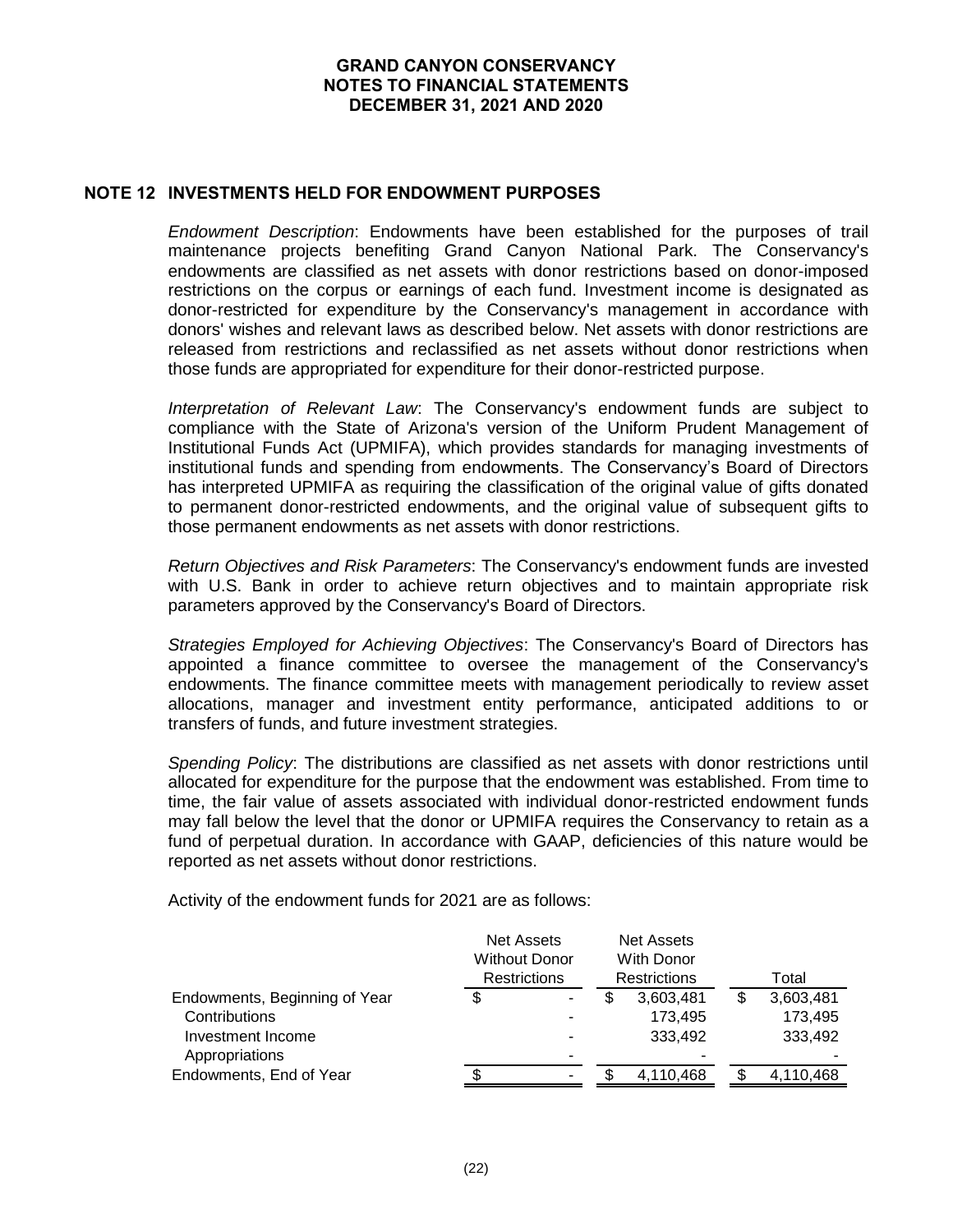# GRAND CANYON CONSERVANCY
# NOTES TO FINANCIAL STATEMENTS
# DECEMBER 31, 2021 AND 2020

## NOTE 12 INVESTMENTS HELD FOR ENDOWMENT PURPOSES

*Endowment Description*: Endowments have been established for the purposes of trail maintenance projects benefiting Grand Canyon National Park. The Conservancy's endowments are classified as net assets with donor restrictions based on donor-imposed restrictions on the corpus or earnings of each fund. Investment income is designated as donor-restricted for expenditure by the Conservancy's management in accordance with donors' wishes and relevant laws as described below. Net assets with donor restrictions are released from restrictions and reclassified as net assets without donor restrictions when those funds are appropriated for expenditure for their donor-restricted purpose.

*Interpretation of Relevant Law*: The Conservancy's endowment funds are subject to compliance with the State of Arizona's version of the Uniform Prudent Management of Institutional Funds Act (UPMIFA), which provides standards for managing investments of institutional funds and spending from endowments. The Conservancy's Board of Directors has interpreted UPMIFA as requiring the classification of the original value of gifts donated to permanent donor-restricted endowments, and the original value of subsequent gifts to those permanent endowments as net assets with donor restrictions.

*Return Objectives and Risk Parameters*: The Conservancy's endowment funds are invested with U.S. Bank in order to achieve return objectives and to maintain appropriate risk parameters approved by the Conservancy's Board of Directors.

*Strategies Employed for Achieving Objectives*: The Conservancy's Board of Directors has appointed a finance committee to oversee the management of the Conservancy's endowments. The finance committee meets with management periodically to review asset allocations, manager and investment entity performance, anticipated additions to or transfers of funds, and future investment strategies.

*Spending Policy*: The distributions are classified as net assets with donor restrictions until allocated for expenditure for the purpose that the endowment was established. From time to time, the fair value of assets associated with individual donor-restricted endowment funds may fall below the level that the donor or UPMIFA requires the Conservancy to retain as a fund of perpetual duration. In accordance with GAAP, deficiencies of this nature would be reported as net assets without donor restrictions.

Activity of the endowment funds for 2021 are as follows:

| | Net Assets Without Donor Restrictions | Net Assets With Donor Restrictions | Total |
|---|---|---|---|
| Endowments, Beginning of Year | $ - | $ 3,603,481 | $ 3,603,481 |
| Contributions | - | 173,495 | 173,495 |
| Investment Income | - | 333,492 | 333,492 |
| Appropriations | - | - | - |
| Endowments, End of Year | $ - | $ 4,110,468 | $ 4,110,468 |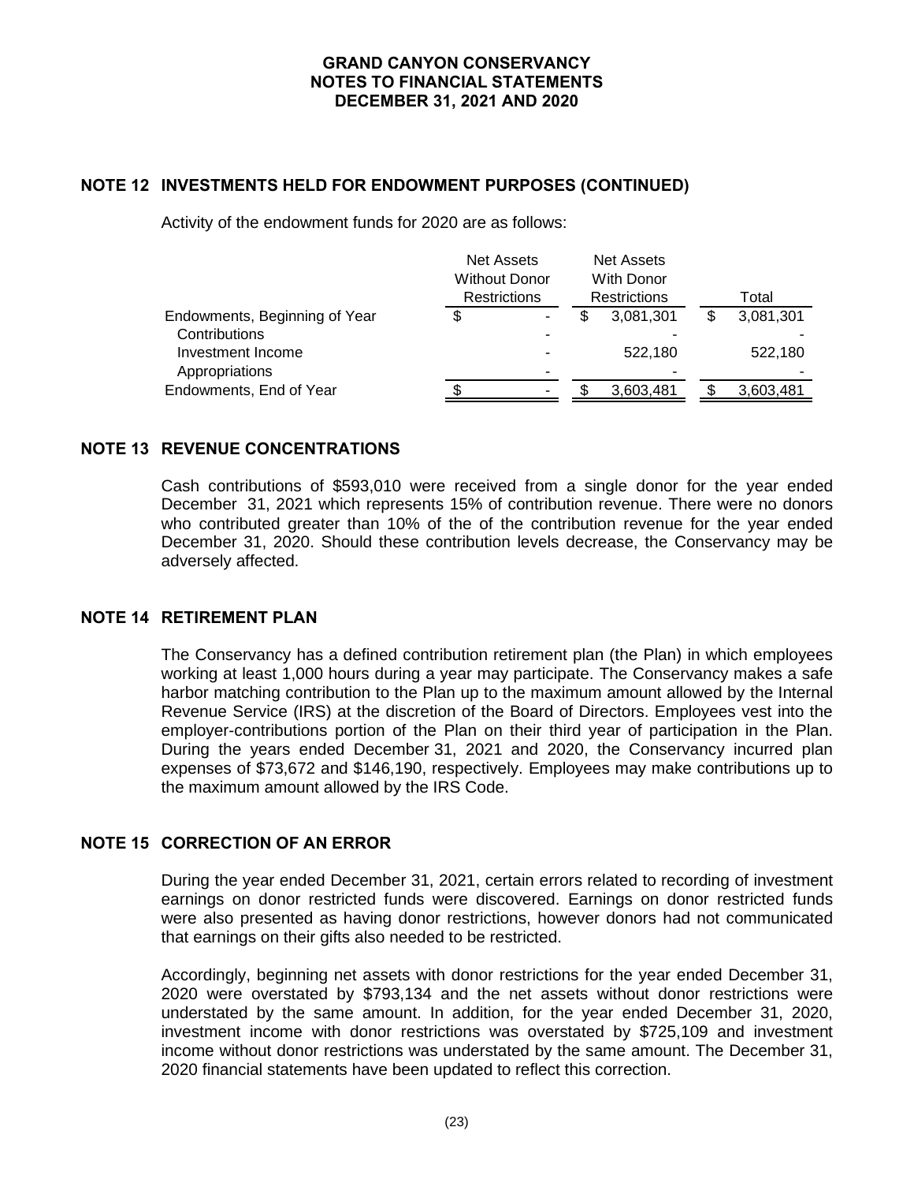## NOTE 12 INVESTMENTS HELD FOR ENDOWMENT PURPOSES (CONTINUED)

Activity of the endowment funds for 2020 are as follows:

| | Net Assets Without Donor Restrictions | Net Assets With Donor Restrictions | Total |
|---|---|---|---|
| Endowments, Beginning of Year | $ - | $ 3,081,301 | $ 3,081,301 |
| Contributions | - | - | - |
| Investment Income | - | 522,180 | 522,180 |
| Appropriations | - | - | - |
| Endowments, End of Year | $ - | $ 3,603,481 | $ 3,603,481 |

## NOTE 13 REVENUE CONCENTRATIONS

Cash contributions of $593,010 were received from a single donor for the year ended December 31, 2021 which represents 15% of contribution revenue. There were no donors who contributed greater than 10% of the of the contribution revenue for the year ended December 31, 2020. Should these contribution levels decrease, the Conservancy may be adversely affected.

## NOTE 14 RETIREMENT PLAN

The Conservancy has a defined contribution retirement plan (the Plan) in which employees working at least 1,000 hours during a year may participate. The Conservancy makes a safe harbor matching contribution to the Plan up to the maximum amount allowed by the Internal Revenue Service (IRS) at the discretion of the Board of Directors. Employees vest into the employer-contributions portion of the Plan on their third year of participation in the Plan. During the years ended December 31, 2021 and 2020, the Conservancy incurred plan expenses of $73,672 and $146,190, respectively. Employees may make contributions up to the maximum amount allowed by the IRS Code.

## NOTE 15 CORRECTION OF AN ERROR

During the year ended December 31, 2021, certain errors related to recording of investment earnings on donor restricted funds were discovered. Earnings on donor restricted funds were also presented as having donor restrictions, however donors had not communicated that earnings on their gifts also needed to be restricted.

Accordingly, beginning net assets with donor restrictions for the year ended December 31, 2020 were overstated by $793,134 and the net assets without donor restrictions were understated by the same amount. In addition, for the year ended December 31, 2020, investment income with donor restrictions was overstated by $725,109 and investment income without donor restrictions was understated by the same amount. The December 31, 2020 financial statements have been updated to reflect this correction.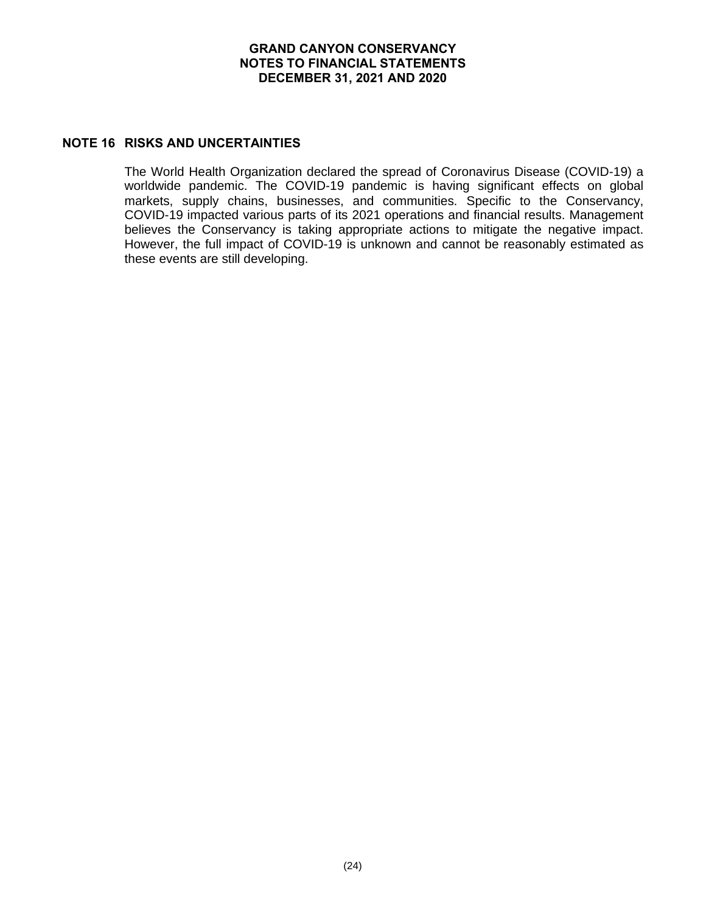## NOTE 16 RISKS AND UNCERTAINTIES

The World Health Organization declared the spread of Coronavirus Disease (COVID-19) a worldwide pandemic. The COVID-19 pandemic is having significant effects on global markets, supply chains, businesses, and communities. Specific to the Conservancy, COVID-19 impacted various parts of its 2021 operations and financial results. Management believes the Conservancy is taking appropriate actions to mitigate the negative impact. However, the full impact of COVID-19 is unknown and cannot be reasonably estimated as these events are still developing.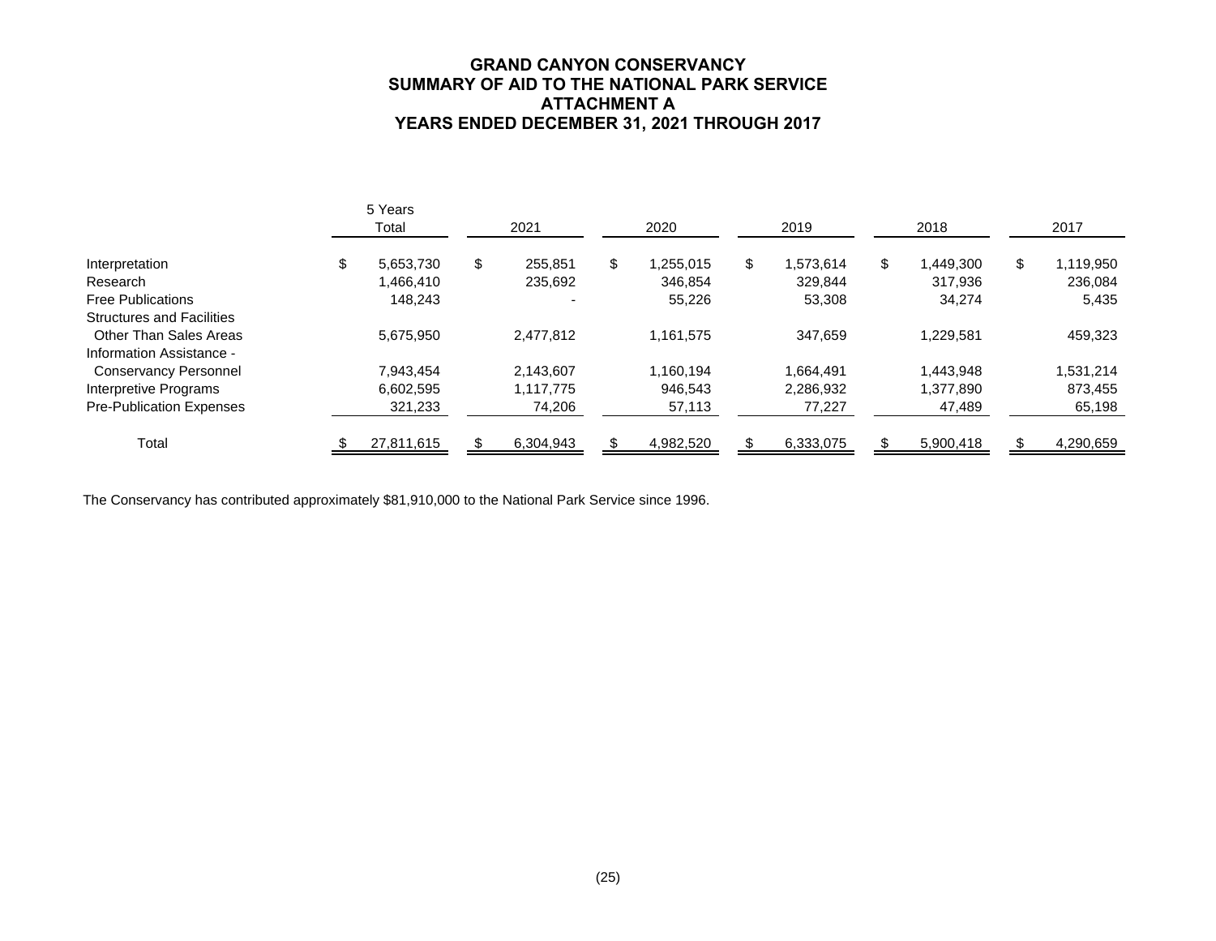# GRAND CANYON CONSERVANCY
## SUMMARY OF AID TO THE NATIONAL PARK SERVICE
## ATTACHMENT A
## YEARS ENDED DECEMBER 31, 2021 THROUGH 2017

| | 5 Years Total | 2021 | 2020 | 2019 | 2018 | 2017 |
|---|---|---|---|---|---|---|
| Interpretation | $ 5,653,730 | $ 255,851 | $ 1,255,015 | $ 1,573,614 | $ 1,449,300 | $ 1,119,950 |
| Research | 1,466,410 | 235,692 | 346,854 | 329,844 | 317,936 | 236,084 |
| Free Publications | 148,243 | - | 55,226 | 53,308 | 34,274 | 5,435 |
| Structures and Facilities Other Than Sales Areas | 5,675,950 | 2,477,812 | 1,161,575 | 347,659 | 1,229,581 | 459,323 |
| Information Assistance - Conservancy Personnel | 7,943,454 | 2,143,607 | 1,160,194 | 1,664,491 | 1,443,948 | 1,531,214 |
| Interpretive Programs | 6,602,595 | 1,117,775 | 946,543 | 2,286,932 | 1,377,890 | 873,455 |
| Pre-Publication Expenses | 321,233 | 74,206 | 57,113 | 77,227 | 47,489 | 65,198 |
| Total | $ 27,811,615 | $ 6,304,943 | $ 4,982,520 | $ 6,333,075 | $ 5,900,418 | $ 4,290,659 |

The Conservancy has contributed approximately $81,910,000 to the National Park Service since 1996.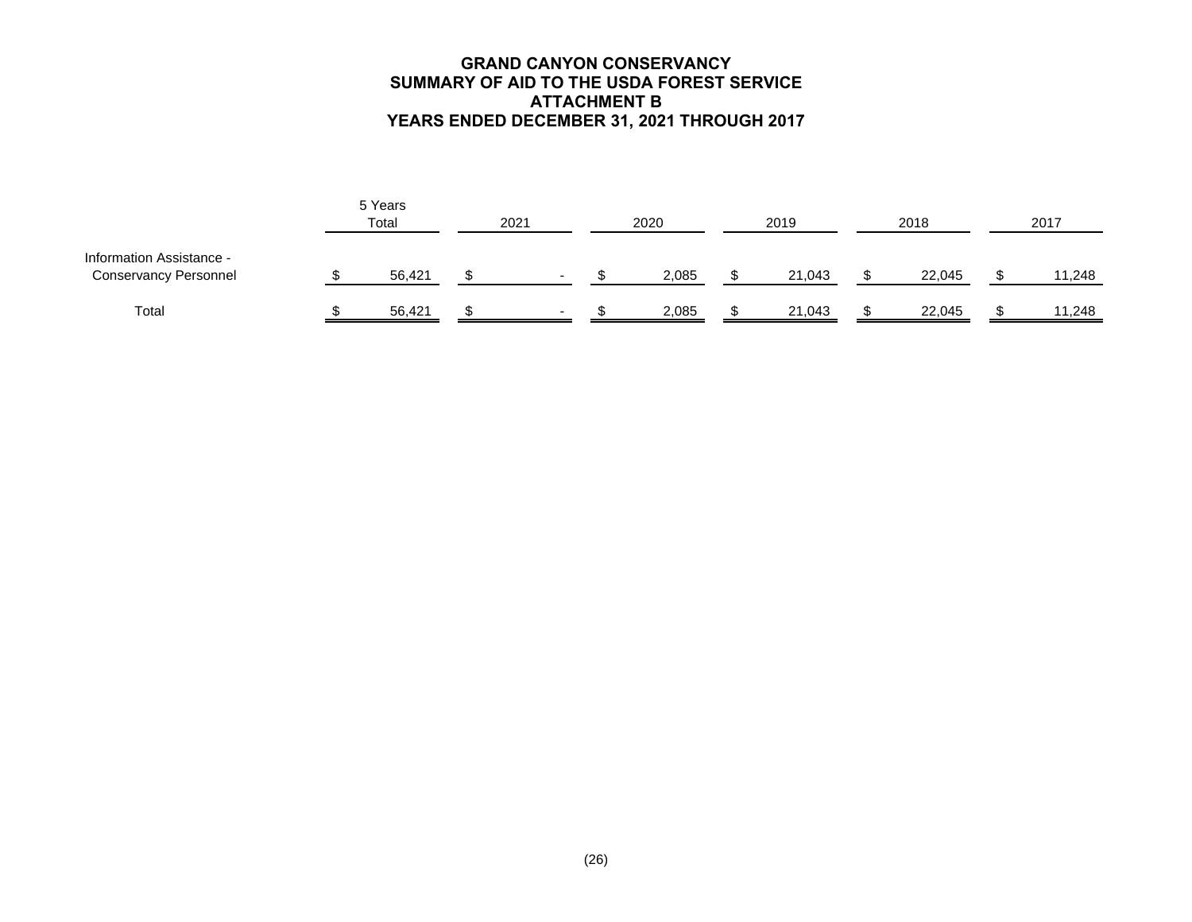# GRAND CANYON CONSERVANCY
## SUMMARY OF AID TO THE USDA FOREST SERVICE
## ATTACHMENT B
## YEARS ENDED DECEMBER 31, 2021 THROUGH 2017

| | 5 Years Total | 2021 | 2020 | 2019 | 2018 | 2017 |
|---|---|---|---|---|---|---|
| Information Assistance - Conservancy Personnel | $ 56,421 | $ - | $ 2,085 | $ 21,043 | $ 22,045 | $ 11,248 |
| Total | $ 56,421 | $ - | $ 2,085 | $ 21,043 | $ 22,045 | $ 11,248 |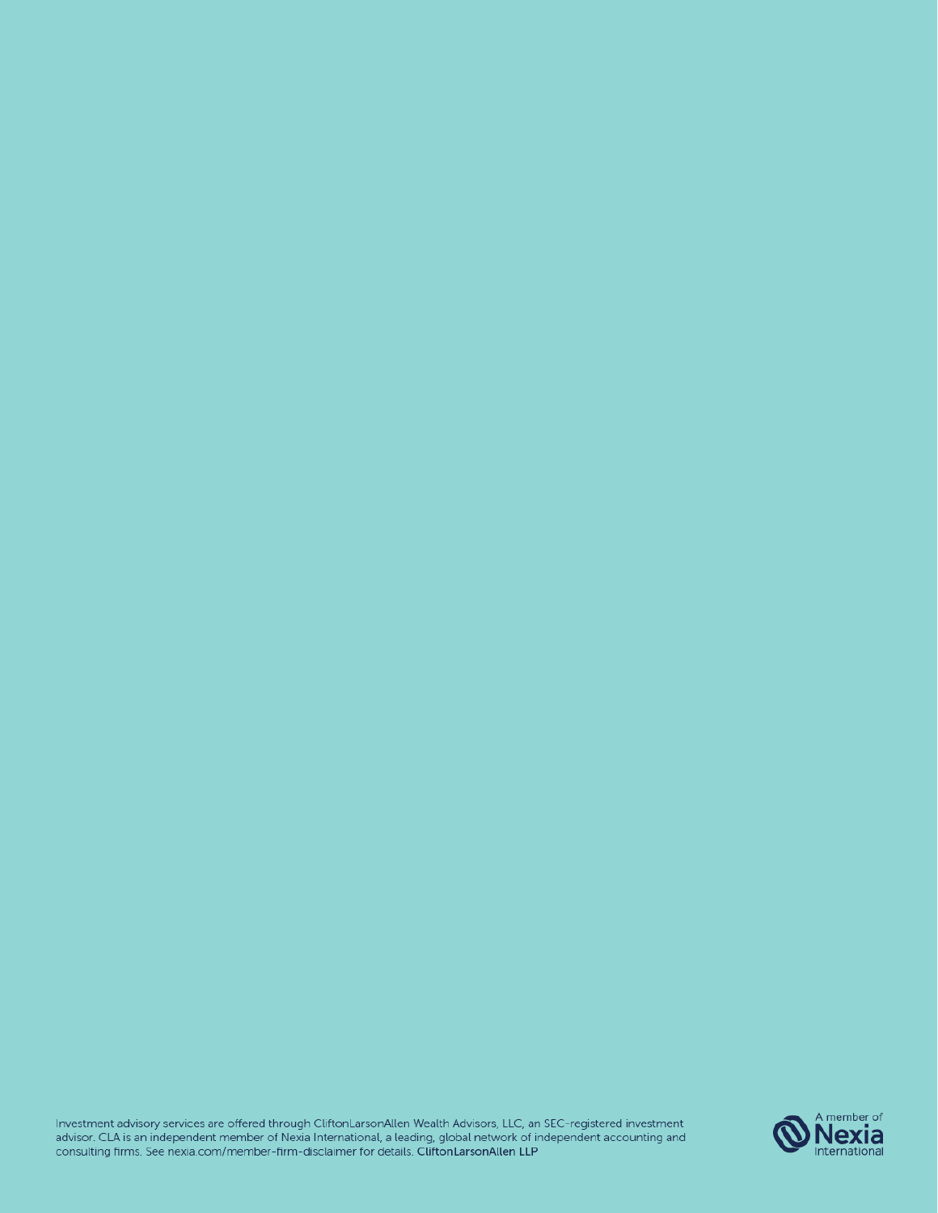Investment advisory services are offered through CliftonLarsonAllen Wealth Advisors, LLC, an SEC-registered investment advisor. CLA is an independent member of Nexia International, a leading, global network of independent accounting and consulting firms. See nexia.com/member-firm-disclaimer for details. **CliftonLarsonAllen LLP**

A member of Nexia International